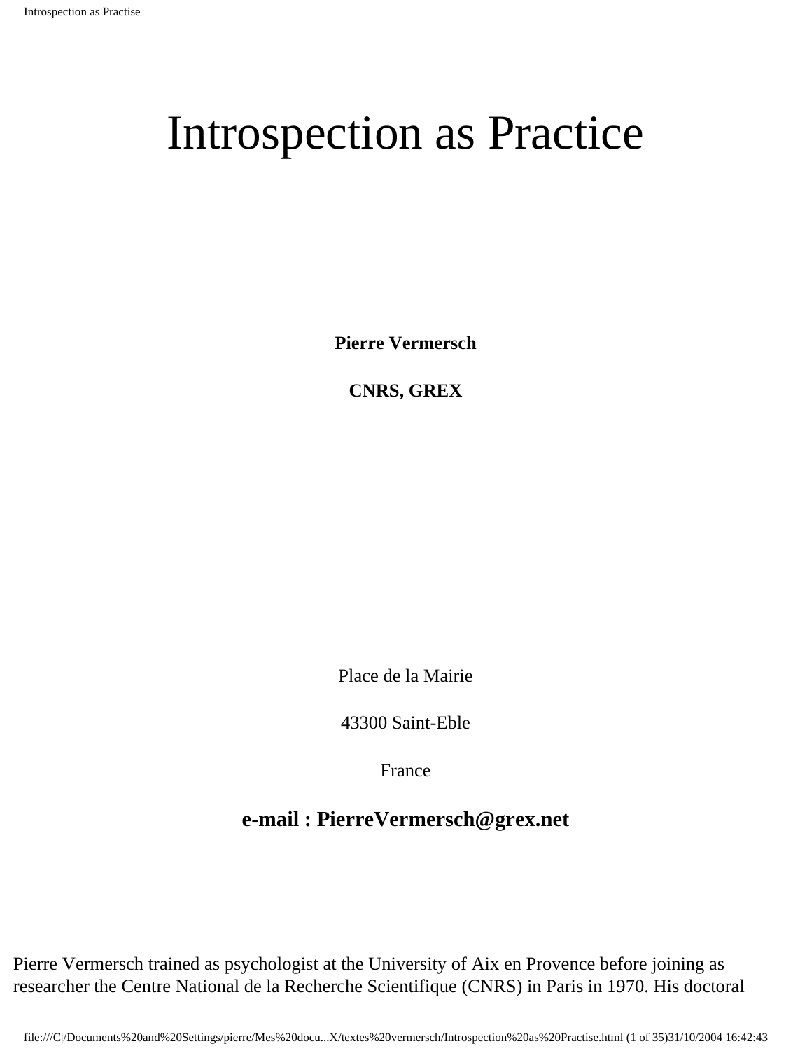# Introspection as Practice

**Pierre Vermersch**

**CNRS, GREX**

Place de la Mairie

43300 Saint-Eble

France

**e-mail : PierreVermersch@grex.net**

Pierre Vermersch trained as psychologist at the University of Aix en Provence before joining as researcher the Centre National de la Recherche Scientifique (CNRS) in Paris in 1970. His doctoral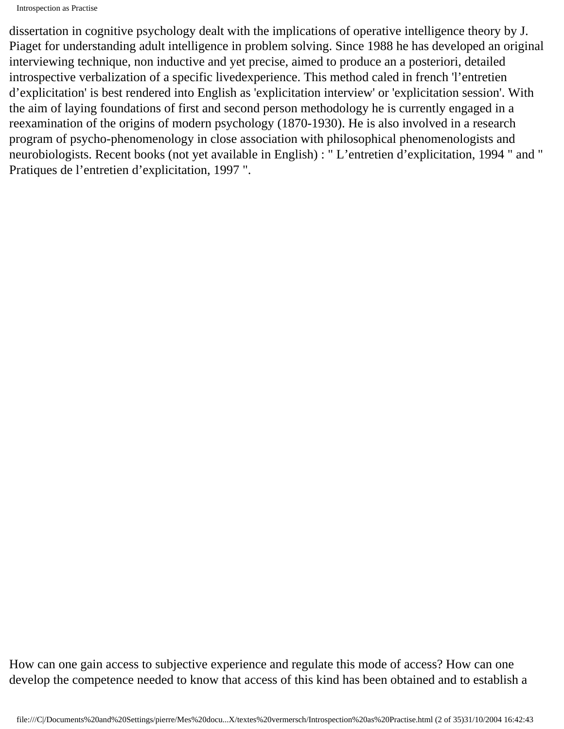dissertation in cognitive psychology dealt with the implications of operative intelligence theory by J. Piaget for understanding adult intelligence in problem solving. Since 1988 he has developed an original interviewing technique, non inductive and yet precise, aimed to produce an a posteriori, detailed introspective verbalization of a specific livedexperience. This method caled in french 'l'entretien d'explicitation' is best rendered into English as 'explicitation interview' or 'explicitation session'. With the aim of laying foundations of first and second person methodology he is currently engaged in a reexamination of the origins of modern psychology (1870-1930). He is also involved in a research program of psycho-phenomenology in close association with philosophical phenomenologists and neurobiologists. Recent books (not yet available in English) : " L'entretien d'explicitation, 1994 " and " Pratiques de l'entretien d'explicitation, 1997 ".

How can one gain access to subjective experience and regulate this mode of access? How can one develop the competence needed to know that access of this kind has been obtained and to establish a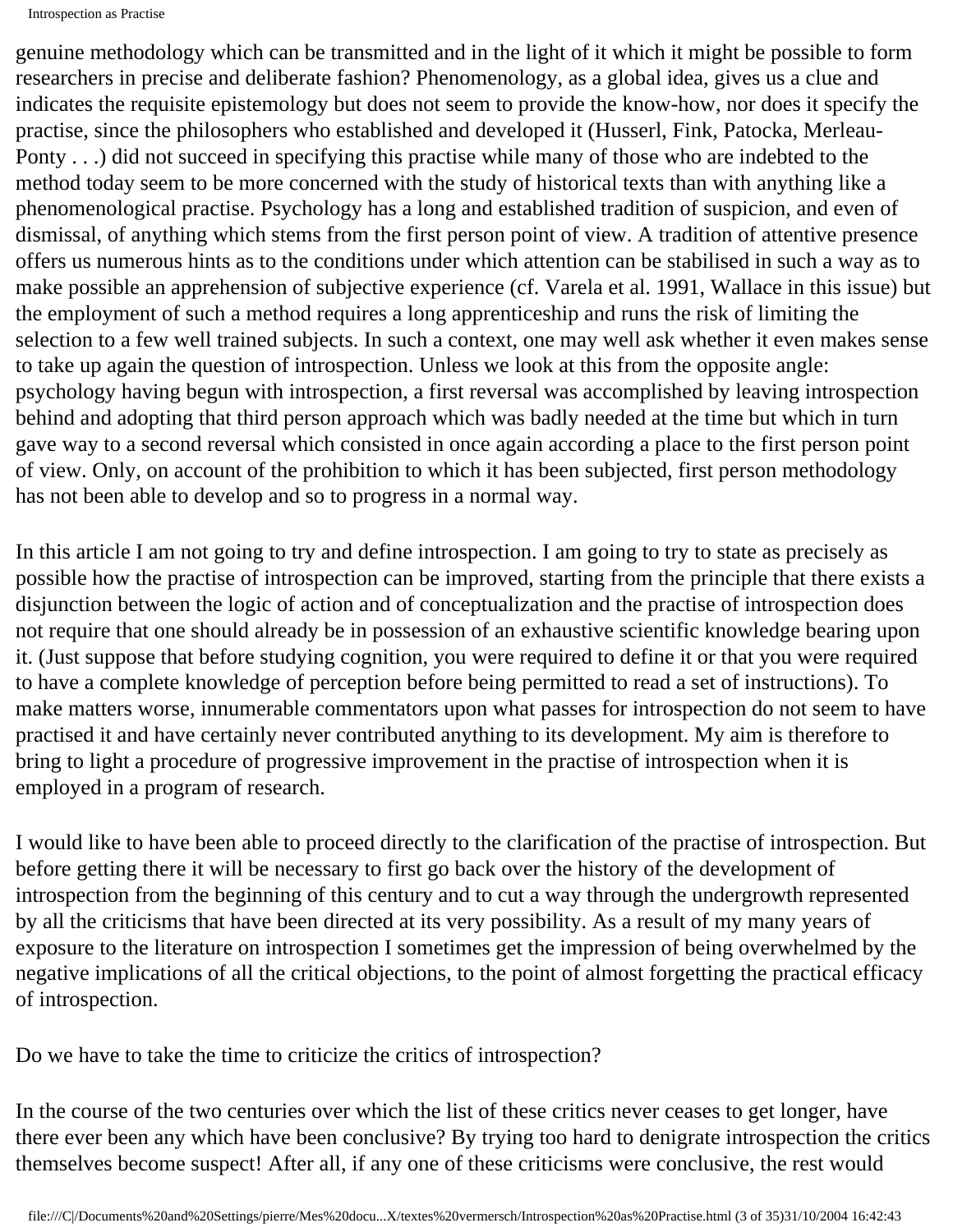genuine methodology which can be transmitted and in the light of it which it might be possible to form researchers in precise and deliberate fashion? Phenomenology, as a global idea, gives us a clue and indicates the requisite epistemology but does not seem to provide the know-how, nor does it specify the practise, since the philosophers who established and developed it (Husserl, Fink, Patocka, Merleau-Ponty . . .) did not succeed in specifying this practise while many of those who are indebted to the method today seem to be more concerned with the study of historical texts than with anything like a phenomenological practise. Psychology has a long and established tradition of suspicion, and even of dismissal, of anything which stems from the first person point of view. A tradition of attentive presence offers us numerous hints as to the conditions under which attention can be stabilised in such a way as to make possible an apprehension of subjective experience (cf. Varela et al. 1991, Wallace in this issue) but the employment of such a method requires a long apprenticeship and runs the risk of limiting the selection to a few well trained subjects. In such a context, one may well ask whether it even makes sense to take up again the question of introspection. Unless we look at this from the opposite angle: psychology having begun with introspection, a first reversal was accomplished by leaving introspection behind and adopting that third person approach which was badly needed at the time but which in turn gave way to a second reversal which consisted in once again according a place to the first person point of view. Only, on account of the prohibition to which it has been subjected, first person methodology has not been able to develop and so to progress in a normal way.

In this article I am not going to try and define introspection. I am going to try to state as precisely as possible how the practise of introspection can be improved, starting from the principle that there exists a disjunction between the logic of action and of conceptualization and the practise of introspection does not require that one should already be in possession of an exhaustive scientific knowledge bearing upon it. (Just suppose that before studying cognition, you were required to define it or that you were required to have a complete knowledge of perception before being permitted to read a set of instructions). To make matters worse, innumerable commentators upon what passes for introspection do not seem to have practised it and have certainly never contributed anything to its development. My aim is therefore to bring to light a procedure of progressive improvement in the practise of introspection when it is employed in a program of research.

I would like to have been able to proceed directly to the clarification of the practise of introspection. But before getting there it will be necessary to first go back over the history of the development of introspection from the beginning of this century and to cut a way through the undergrowth represented by all the criticisms that have been directed at its very possibility. As a result of my many years of exposure to the literature on introspection I sometimes get the impression of being overwhelmed by the negative implications of all the critical objections, to the point of almost forgetting the practical efficacy of introspection.

Do we have to take the time to criticize the critics of introspection?

In the course of the two centuries over which the list of these critics never ceases to get longer, have there ever been any which have been conclusive? By trying too hard to denigrate introspection the critics themselves become suspect! After all, if any one of these criticisms were conclusive, the rest would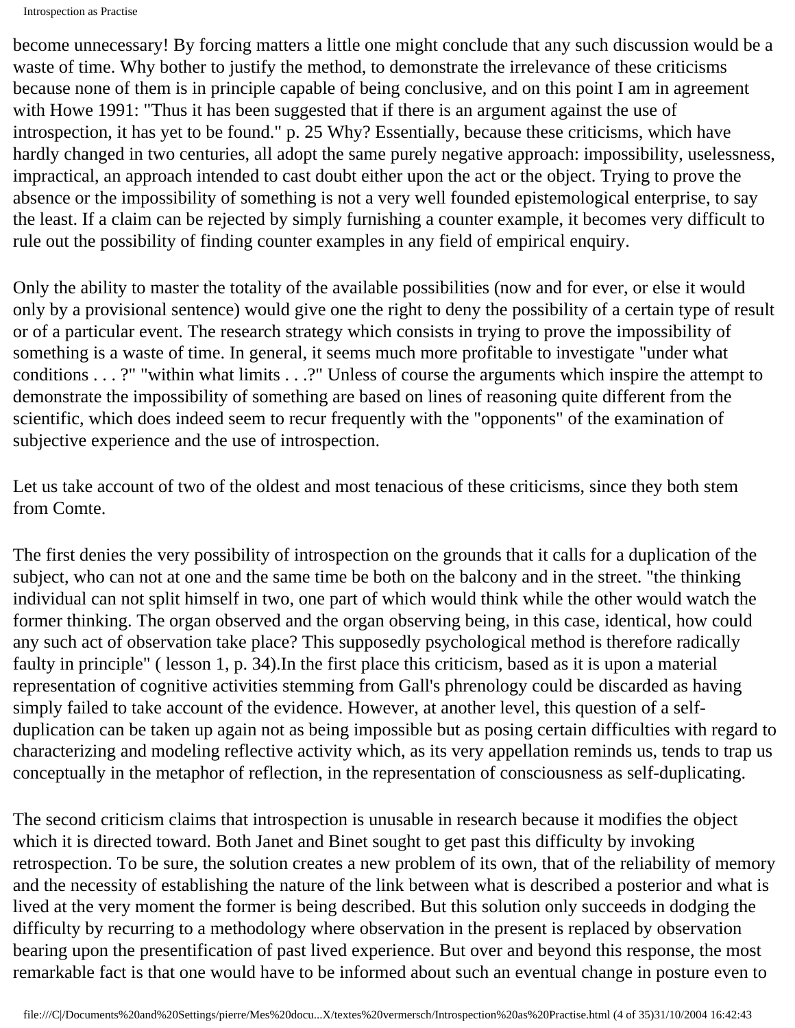become unnecessary! By forcing matters a little one might conclude that any such discussion would be a waste of time. Why bother to justify the method, to demonstrate the irrelevance of these criticisms because none of them is in principle capable of being conclusive, and on this point I am in agreement with Howe 1991: "Thus it has been suggested that if there is an argument against the use of introspection, it has yet to be found." p. 25 Why? Essentially, because these criticisms, which have hardly changed in two centuries, all adopt the same purely negative approach: impossibility, uselessness, impractical, an approach intended to cast doubt either upon the act or the object. Trying to prove the absence or the impossibility of something is not a very well founded epistemological enterprise, to say the least. If a claim can be rejected by simply furnishing a counter example, it becomes very difficult to rule out the possibility of finding counter examples in any field of empirical enquiry.

Only the ability to master the totality of the available possibilities (now and for ever, or else it would only by a provisional sentence) would give one the right to deny the possibility of a certain type of result or of a particular event. The research strategy which consists in trying to prove the impossibility of something is a waste of time. In general, it seems much more profitable to investigate "under what conditions . . . ?" "within what limits . . .?" Unless of course the arguments which inspire the attempt to demonstrate the impossibility of something are based on lines of reasoning quite different from the scientific, which does indeed seem to recur frequently with the "opponents" of the examination of subjective experience and the use of introspection.

Let us take account of two of the oldest and most tenacious of these criticisms, since they both stem from Comte.

The first denies the very possibility of introspection on the grounds that it calls for a duplication of the subject, who can not at one and the same time be both on the balcony and in the street. "the thinking individual can not split himself in two, one part of which would think while the other would watch the former thinking. The organ observed and the organ observing being, in this case, identical, how could any such act of observation take place? This supposedly psychological method is therefore radically faulty in principle" ( lesson 1, p. 34).In the first place this criticism, based as it is upon a material representation of cognitive activities stemming from Gall's phrenology could be discarded as having simply failed to take account of the evidence. However, at another level, this question of a self-duplication can be taken up again not as being impossible but as posing certain difficulties with regard to characterizing and modeling reflective activity which, as its very appellation reminds us, tends to trap us conceptually in the metaphor of reflection, in the representation of consciousness as self-duplicating.

The second criticism claims that introspection is unusable in research because it modifies the object which it is directed toward. Both Janet and Binet sought to get past this difficulty by invoking retrospection. To be sure, the solution creates a new problem of its own, that of the reliability of memory and the necessity of establishing the nature of the link between what is described a posterior and what is lived at the very moment the former is being described. But this solution only succeeds in dodging the difficulty by recurring to a methodology where observation in the present is replaced by observation bearing upon the presentification of past lived experience. But over and beyond this response, the most remarkable fact is that one would have to be informed about such an eventual change in posture even to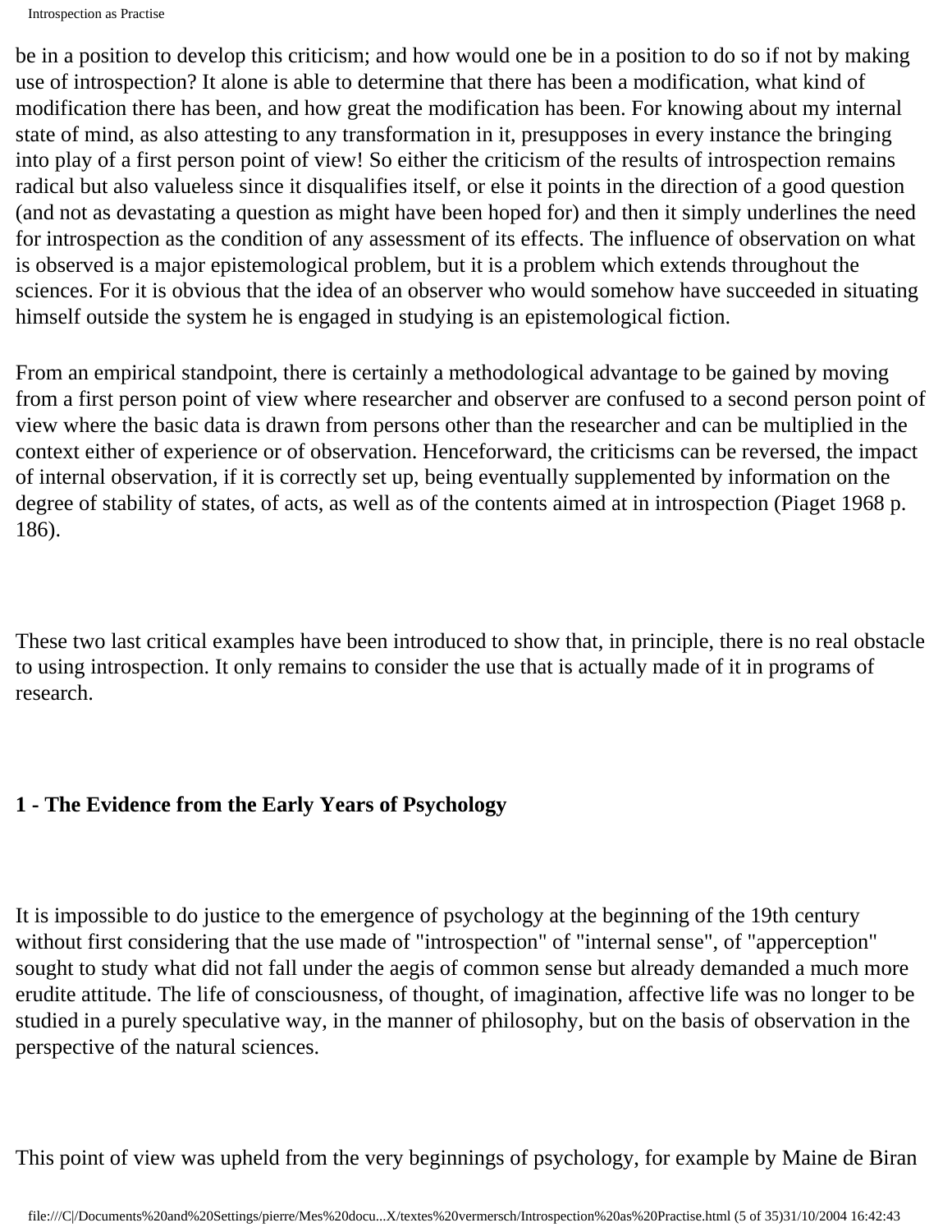be in a position to develop this criticism; and how would one be in a position to do so if not by making use of introspection? It alone is able to determine that there has been a modification, what kind of modification there has been, and how great the modification has been. For knowing about my internal state of mind, as also attesting to any transformation in it, presupposes in every instance the bringing into play of a first person point of view! So either the criticism of the results of introspection remains radical but also valueless since it disqualifies itself, or else it points in the direction of a good question (and not as devastating a question as might have been hoped for) and then it simply underlines the need for introspection as the condition of any assessment of its effects. The influence of observation on what is observed is a major epistemological problem, but it is a problem which extends throughout the sciences. For it is obvious that the idea of an observer who would somehow have succeeded in situating himself outside the system he is engaged in studying is an epistemological fiction.

From an empirical standpoint, there is certainly a methodological advantage to be gained by moving from a first person point of view where researcher and observer are confused to a second person point of view where the basic data is drawn from persons other than the researcher and can be multiplied in the context either of experience or of observation. Henceforward, the criticisms can be reversed, the impact of internal observation, if it is correctly set up, being eventually supplemented by information on the degree of stability of states, of acts, as well as of the contents aimed at in introspection (Piaget 1968 p. 186).

These two last critical examples have been introduced to show that, in principle, there is no real obstacle to using introspection. It only remains to consider the use that is actually made of it in programs of research.

## 1 - The Evidence from the Early Years of Psychology

It is impossible to do justice to the emergence of psychology at the beginning of the 19th century without first considering that the use made of "introspection" of "internal sense", of "apperception" sought to study what did not fall under the aegis of common sense but already demanded a much more erudite attitude. The life of consciousness, of thought, of imagination, affective life was no longer to be studied in a purely speculative way, in the manner of philosophy, but on the basis of observation in the perspective of the natural sciences.

This point of view was upheld from the very beginnings of psychology, for example by Maine de Biran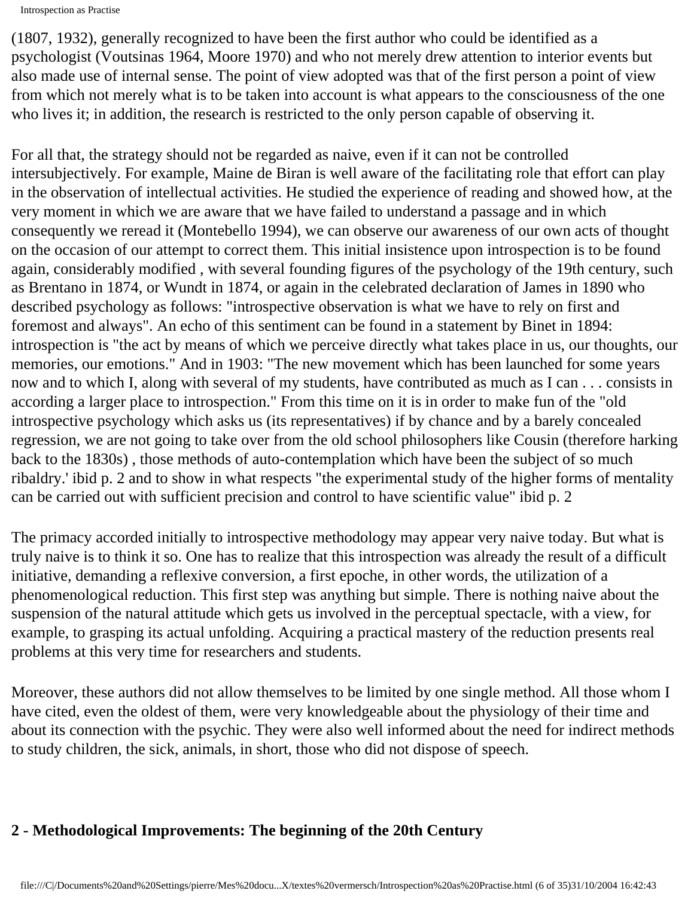(1807, 1932), generally recognized to have been the first author who could be identified as a psychologist (Voutsinas 1964, Moore 1970) and who not merely drew attention to interior events but also made use of internal sense. The point of view adopted was that of the first person a point of view from which not merely what is to be taken into account is what appears to the consciousness of the one who lives it; in addition, the research is restricted to the only person capable of observing it.

For all that, the strategy should not be regarded as naive, even if it can not be controlled intersubjectively. For example, Maine de Biran is well aware of the facilitating role that effort can play in the observation of intellectual activities. He studied the experience of reading and showed how, at the very moment in which we are aware that we have failed to understand a passage and in which consequently we reread it (Montebello 1994), we can observe our awareness of our own acts of thought on the occasion of our attempt to correct them. This initial insistence upon introspection is to be found again, considerably modified , with several founding figures of the psychology of the 19th century, such as Brentano in 1874, or Wundt in 1874, or again in the celebrated declaration of James in 1890 who described psychology as follows: "introspective observation is what we have to rely on first and foremost and always". An echo of this sentiment can be found in a statement by Binet in 1894: introspection is "the act by means of which we perceive directly what takes place in us, our thoughts, our memories, our emotions." And in 1903: "The new movement which has been launched for some years now and to which I, along with several of my students, have contributed as much as I can . . . consists in according a larger place to introspection." From this time on it is in order to make fun of the "old introspective psychology which asks us (its representatives) if by chance and by a barely concealed regression, we are not going to take over from the old school philosophers like Cousin (therefore harking back to the 1830s) , those methods of auto-contemplation which have been the subject of so much ribaldry.' ibid p. 2 and to show in what respects "the experimental study of the higher forms of mentality can be carried out with sufficient precision and control to have scientific value" ibid p. 2

The primacy accorded initially to introspective methodology may appear very naive today. But what is truly naive is to think it so. One has to realize that this introspection was already the result of a difficult initiative, demanding a reflexive conversion, a first epoche, in other words, the utilization of a phenomenological reduction. This first step was anything but simple. There is nothing naive about the suspension of the natural attitude which gets us involved in the perceptual spectacle, with a view, for example, to grasping its actual unfolding. Acquiring a practical mastery of the reduction presents real problems at this very time for researchers and students.

Moreover, these authors did not allow themselves to be limited by one single method. All those whom I have cited, even the oldest of them, were very knowledgeable about the physiology of their time and about its connection with the psychic. They were also well informed about the need for indirect methods to study children, the sick, animals, in short, those who did not dispose of speech.

## 2 - Methodological Improvements: The beginning of the 20th Century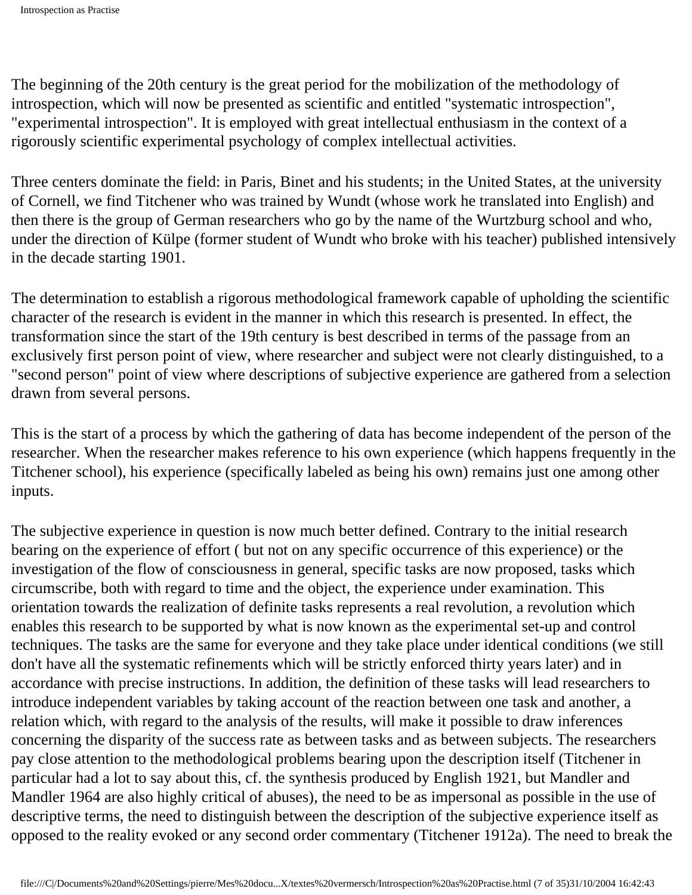The beginning of the 20th century is the great period for the mobilization of the methodology of introspection, which will now be presented as scientific and entitled "systematic introspection", "experimental introspection". It is employed with great intellectual enthusiasm in the context of a rigorously scientific experimental psychology of complex intellectual activities.

Three centers dominate the field: in Paris, Binet and his students; in the United States, at the university of Cornell, we find Titchener who was trained by Wundt (whose work he translated into English) and then there is the group of German researchers who go by the name of the Wurtzburg school and who, under the direction of Külpe (former student of Wundt who broke with his teacher) published intensively in the decade starting 1901.

The determination to establish a rigorous methodological framework capable of upholding the scientific character of the research is evident in the manner in which this research is presented. In effect, the transformation since the start of the 19th century is best described in terms of the passage from an exclusively first person point of view, where researcher and subject were not clearly distinguished, to a "second person" point of view where descriptions of subjective experience are gathered from a selection drawn from several persons.

This is the start of a process by which the gathering of data has become independent of the person of the researcher. When the researcher makes reference to his own experience (which happens frequently in the Titchener school), his experience (specifically labeled as being his own) remains just one among other inputs.

The subjective experience in question is now much better defined. Contrary to the initial research bearing on the experience of effort ( but not on any specific occurrence of this experience) or the investigation of the flow of consciousness in general, specific tasks are now proposed, tasks which circumscribe, both with regard to time and the object, the experience under examination. This orientation towards the realization of definite tasks represents a real revolution, a revolution which enables this research to be supported by what is now known as the experimental set-up and control techniques. The tasks are the same for everyone and they take place under identical conditions (we still don't have all the systematic refinements which will be strictly enforced thirty years later) and in accordance with precise instructions. In addition, the definition of these tasks will lead researchers to introduce independent variables by taking account of the reaction between one task and another, a relation which, with regard to the analysis of the results, will make it possible to draw inferences concerning the disparity of the success rate as between tasks and as between subjects. The researchers pay close attention to the methodological problems bearing upon the description itself (Titchener in particular had a lot to say about this, cf. the synthesis produced by English 1921, but Mandler and Mandler 1964 are also highly critical of abuses), the need to be as impersonal as possible in the use of descriptive terms, the need to distinguish between the description of the subjective experience itself as opposed to the reality evoked or any second order commentary (Titchener 1912a). The need to break the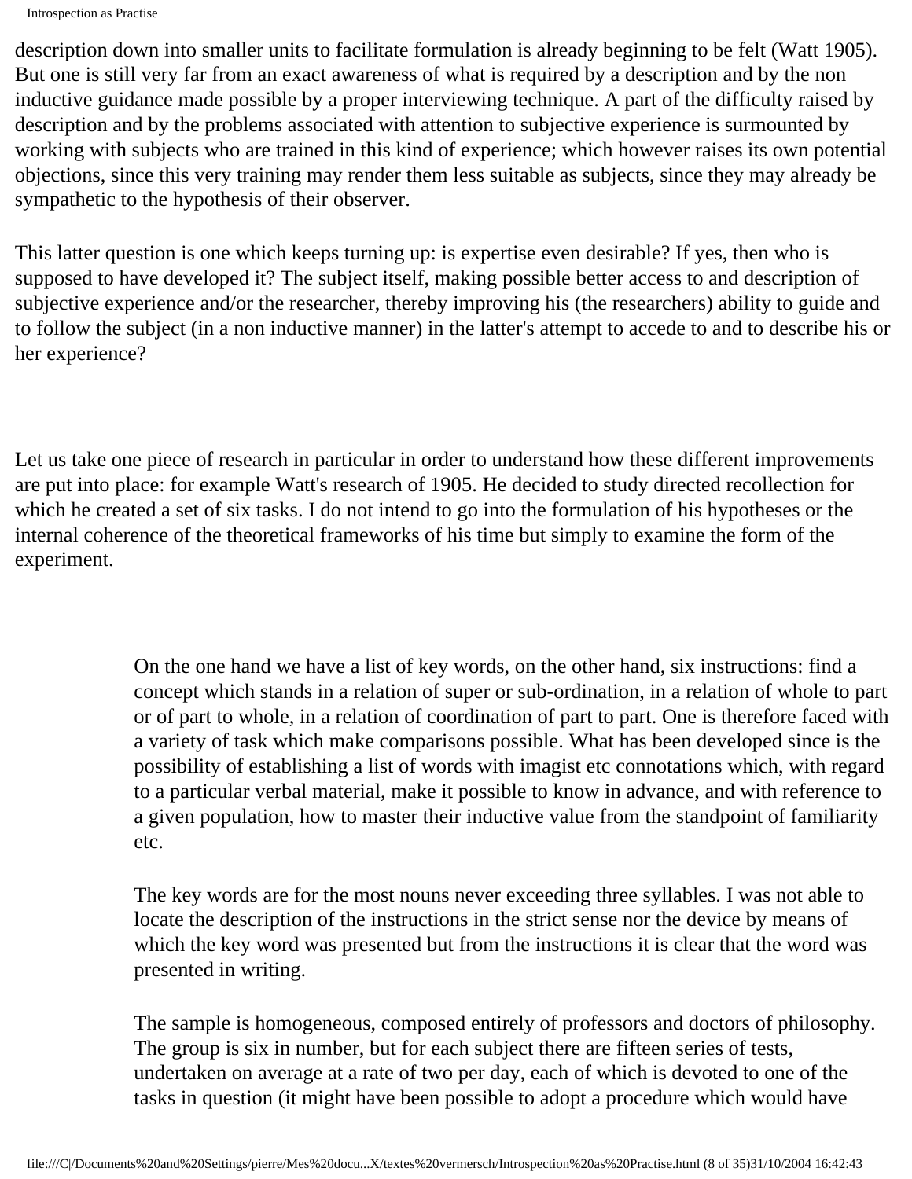description down into smaller units to facilitate formulation is already beginning to be felt (Watt 1905). But one is still very far from an exact awareness of what is required by a description and by the non inductive guidance made possible by a proper interviewing technique. A part of the difficulty raised by description and by the problems associated with attention to subjective experience is surmounted by working with subjects who are trained in this kind of experience; which however raises its own potential objections, since this very training may render them less suitable as subjects, since they may already be sympathetic to the hypothesis of their observer.

This latter question is one which keeps turning up: is expertise even desirable? If yes, then who is supposed to have developed it? The subject itself, making possible better access to and description of subjective experience and/or the researcher, thereby improving his (the researchers) ability to guide and to follow the subject (in a non inductive manner) in the latter's attempt to accede to and to describe his or her experience?

Let us take one piece of research in particular in order to understand how these different improvements are put into place: for example Watt's research of 1905. He decided to study directed recollection for which he created a set of six tasks. I do not intend to go into the formulation of his hypotheses or the internal coherence of the theoretical frameworks of his time but simply to examine the form of the experiment.

> On the one hand we have a list of key words, on the other hand, six instructions: find a concept which stands in a relation of super or sub-ordination, in a relation of whole to part or of part to whole, in a relation of coordination of part to part. One is therefore faced with a variety of task which make comparisons possible. What has been developed since is the possibility of establishing a list of words with imagist etc connotations which, with regard to a particular verbal material, make it possible to know in advance, and with reference to a given population, how to master their inductive value from the standpoint of familiarity etc.
>
> The key words are for the most nouns never exceeding three syllables. I was not able to locate the description of the instructions in the strict sense nor the device by means of which the key word was presented but from the instructions it is clear that the word was presented in writing.
>
> The sample is homogeneous, composed entirely of professors and doctors of philosophy. The group is six in number, but for each subject there are fifteen series of tests, undertaken on average at a rate of two per day, each of which is devoted to one of the tasks in question (it might have been possible to adopt a procedure which would have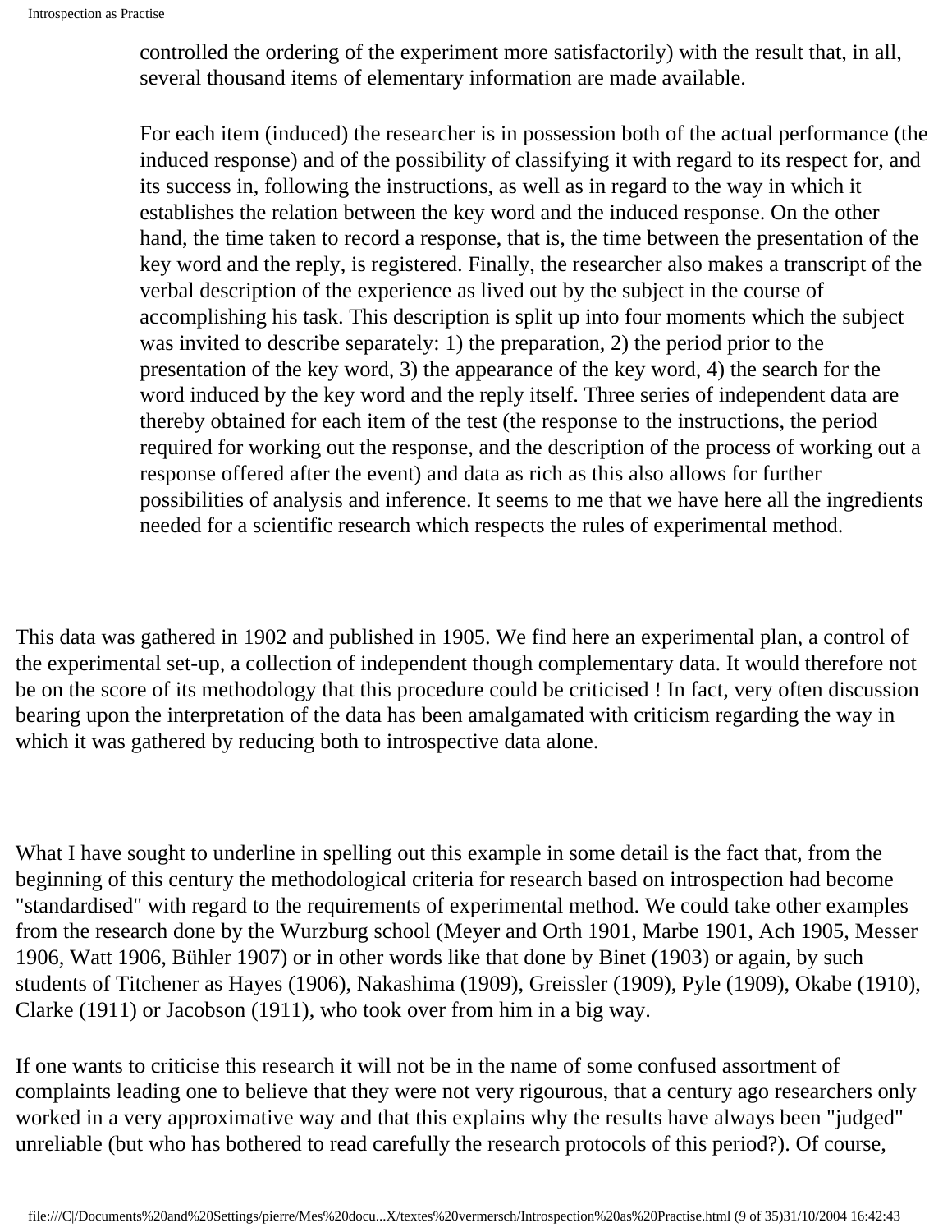> controlled the ordering of the experiment more satisfactorily) with the result that, in all, several thousand items of elementary information are made available.
>
> For each item (induced) the researcher is in possession both of the actual performance (the induced response) and of the possibility of classifying it with regard to its respect for, and its success in, following the instructions, as well as in regard to the way in which it establishes the relation between the key word and the induced response. On the other hand, the time taken to record a response, that is, the time between the presentation of the key word and the reply, is registered. Finally, the researcher also makes a transcript of the verbal description of the experience as lived out by the subject in the course of accomplishing his task. This description is split up into four moments which the subject was invited to describe separately: 1) the preparation, 2) the period prior to the presentation of the key word, 3) the appearance of the key word, 4) the search for the word induced by the key word and the reply itself. Three series of independent data are thereby obtained for each item of the test (the response to the instructions, the period required for working out the response, and the description of the process of working out a response offered after the event) and data as rich as this also allows for further possibilities of analysis and inference. It seems to me that we have here all the ingredients needed for a scientific research which respects the rules of experimental method.

This data was gathered in 1902 and published in 1905. We find here an experimental plan, a control of the experimental set-up, a collection of independent though complementary data. It would therefore not be on the score of its methodology that this procedure could be criticised ! In fact, very often discussion bearing upon the interpretation of the data has been amalgamated with criticism regarding the way in which it was gathered by reducing both to introspective data alone.

What I have sought to underline in spelling out this example in some detail is the fact that, from the beginning of this century the methodological criteria for research based on introspection had become "standardised" with regard to the requirements of experimental method. We could take other examples from the research done by the Wurzburg school (Meyer and Orth 1901, Marbe 1901, Ach 1905, Messer 1906, Watt 1906, Bühler 1907) or in other words like that done by Binet (1903) or again, by such students of Titchener as Hayes (1906), Nakashima (1909), Greissler (1909), Pyle (1909), Okabe (1910), Clarke (1911) or Jacobson (1911), who took over from him in a big way.

If one wants to criticise this research it will not be in the name of some confused assortment of complaints leading one to believe that they were not very rigourous, that a century ago researchers only worked in a very approximative way and that this explains why the results have always been "judged" unreliable (but who has bothered to read carefully the research protocols of this period?). Of course,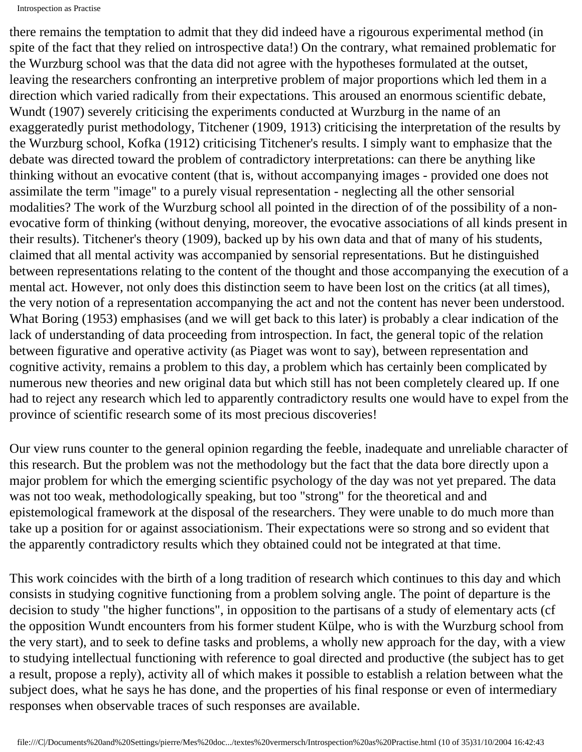there remains the temptation to admit that they did indeed have a rigourous experimental method (in spite of the fact that they relied on introspective data!) On the contrary, what remained problematic for the Wurzburg school was that the data did not agree with the hypotheses formulated at the outset, leaving the researchers confronting an interpretive problem of major proportions which led them in a direction which varied radically from their expectations. This aroused an enormous scientific debate, Wundt (1907) severely criticising the experiments conducted at Wurzburg in the name of an exaggeratedly purist methodology, Titchener (1909, 1913) criticising the interpretation of the results by the Wurzburg school, Kofka (1912) criticising Titchener's results. I simply want to emphasize that the debate was directed toward the problem of contradictory interpretations: can there be anything like thinking without an evocative content (that is, without accompanying images - provided one does not assimilate the term "image" to a purely visual representation - neglecting all the other sensorial modalities? The work of the Wurzburg school all pointed in the direction of of the possibility of a non-evocative form of thinking (without denying, moreover, the evocative associations of all kinds present in their results). Titchener's theory (1909), backed up by his own data and that of many of his students, claimed that all mental activity was accompanied by sensorial representations. But he distinguished between representations relating to the content of the thought and those accompanying the execution of a mental act. However, not only does this distinction seem to have been lost on the critics (at all times), the very notion of a representation accompanying the act and not the content has never been understood. What Boring (1953) emphasises (and we will get back to this later) is probably a clear indication of the lack of understanding of data proceeding from introspection. In fact, the general topic of the relation between figurative and operative activity (as Piaget was wont to say), between representation and cognitive activity, remains a problem to this day, a problem which has certainly been complicated by numerous new theories and new original data but which still has not been completely cleared up. If one had to reject any research which led to apparently contradictory results one would have to expel from the province of scientific research some of its most precious discoveries!

Our view runs counter to the general opinion regarding the feeble, inadequate and unreliable character of this research. But the problem was not the methodology but the fact that the data bore directly upon a major problem for which the emerging scientific psychology of the day was not yet prepared. The data was not too weak, methodologically speaking, but too "strong" for the theoretical and and epistemological framework at the disposal of the researchers. They were unable to do much more than take up a position for or against associationism. Their expectations were so strong and so evident that the apparently contradictory results which they obtained could not be integrated at that time.

This work coincides with the birth of a long tradition of research which continues to this day and which consists in studying cognitive functioning from a problem solving angle. The point of departure is the decision to study "the higher functions", in opposition to the partisans of a study of elementary acts (cf the opposition Wundt encounters from his former student Külpe, who is with the Wurzburg school from the very start), and to seek to define tasks and problems, a wholly new approach for the day, with a view to studying intellectual functioning with reference to goal directed and productive (the subject has to get a result, propose a reply), activity all of which makes it possible to establish a relation between what the subject does, what he says he has done, and the properties of his final response or even of intermediary responses when observable traces of such responses are available.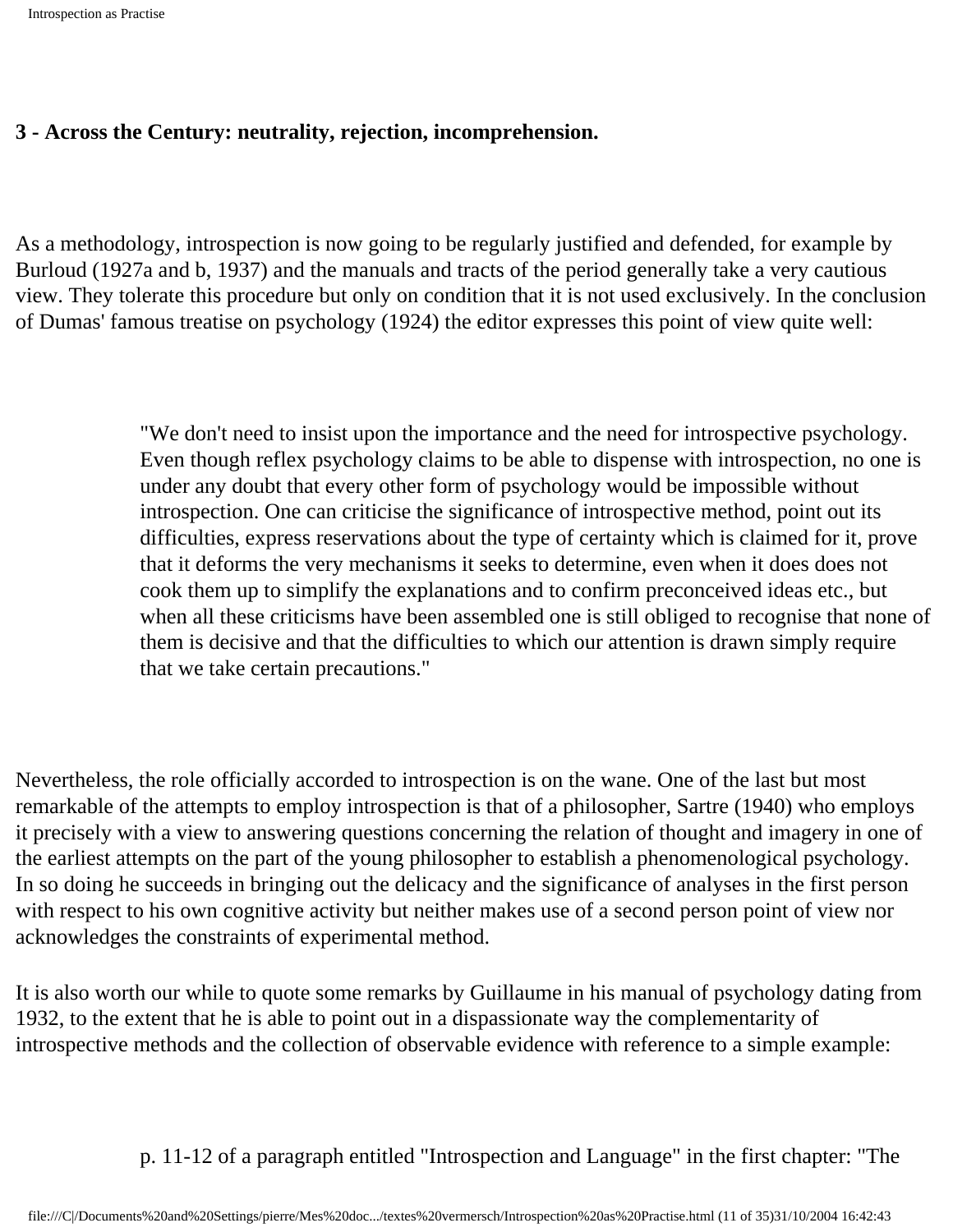**3 - Across the Century: neutrality, rejection, incomprehension.**

As a methodology, introspection is now going to be regularly justified and defended, for example by Burloud (1927a and b, 1937) and the manuals and tracts of the period generally take a very cautious view. They tolerate this procedure but only on condition that it is not used exclusively. In the conclusion of Dumas' famous treatise on psychology (1924) the editor expresses this point of view quite well:

> "We don't need to insist upon the importance and the need for introspective psychology. Even though reflex psychology claims to be able to dispense with introspection, no one is under any doubt that every other form of psychology would be impossible without introspection. One can criticise the significance of introspective method, point out its difficulties, express reservations about the type of certainty which is claimed for it, prove that it deforms the very mechanisms it seeks to determine, even when it does does not cook them up to simplify the explanations and to confirm preconceived ideas etc., but when all these criticisms have been assembled one is still obliged to recognise that none of them is decisive and that the difficulties to which our attention is drawn simply require that we take certain precautions."

Nevertheless, the role officially accorded to introspection is on the wane. One of the last but most remarkable of the attempts to employ introspection is that of a philosopher, Sartre (1940) who employs it precisely with a view to answering questions concerning the relation of thought and imagery in one of the earliest attempts on the part of the young philosopher to establish a phenomenological psychology. In so doing he succeeds in bringing out the delicacy and the significance of analyses in the first person with respect to his own cognitive activity but neither makes use of a second person point of view nor acknowledges the constraints of experimental method.

It is also worth our while to quote some remarks by Guillaume in his manual of psychology dating from 1932, to the extent that he is able to point out in a dispassionate way the complementarity of introspective methods and the collection of observable evidence with reference to a simple example:

> p. 11-12 of a paragraph entitled "Introspection and Language" in the first chapter: "The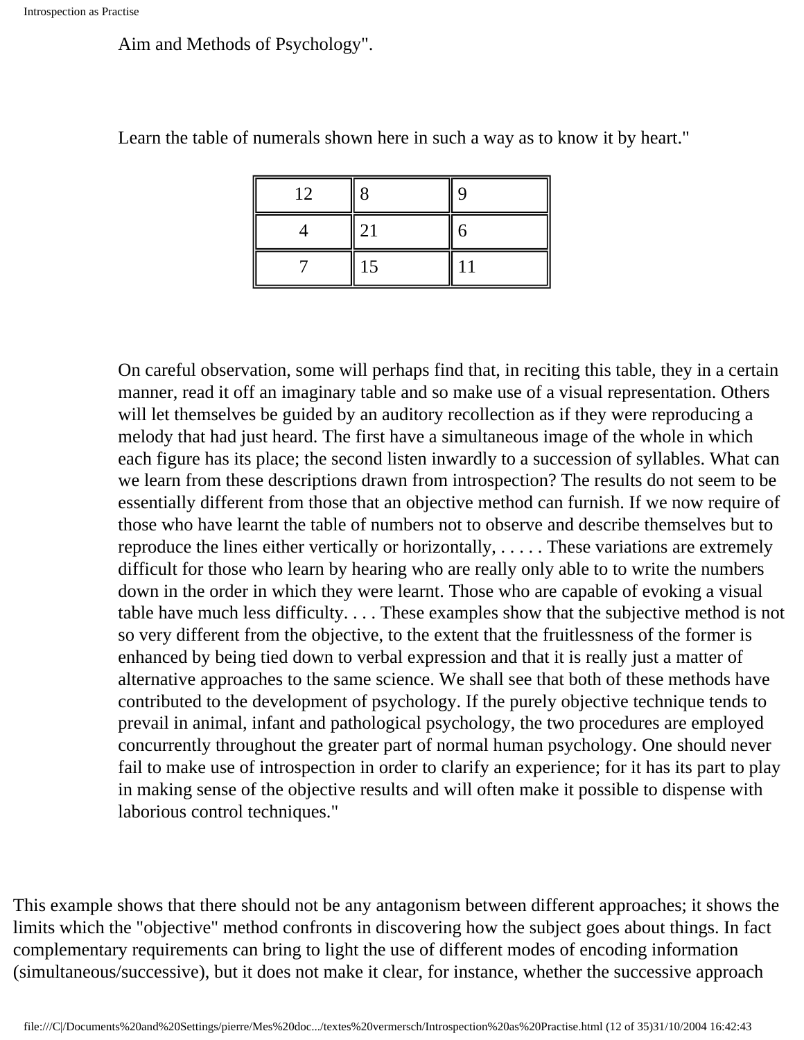Aim and Methods of Psychology".

Learn the table of numerals shown here in such a way as to know it by heart."

| | | |
|---|---|---|
| 12 | 8 | 9 |
| 4 | 21 | 6 |
| 7 | 15 | 11 |

On careful observation, some will perhaps find that, in reciting this table, they in a certain manner, read it off an imaginary table and so make use of a visual representation. Others will let themselves be guided by an auditory recollection as if they were reproducing a melody that had just heard. The first have a simultaneous image of the whole in which each figure has its place; the second listen inwardly to a succession of syllables. What can we learn from these descriptions drawn from introspection? The results do not seem to be essentially different from those that an objective method can furnish. If we now require of those who have learnt the table of numbers not to observe and describe themselves but to reproduce the lines either vertically or horizontally, . . . . . These variations are extremely difficult for those who learn by hearing who are really only able to to write the numbers down in the order in which they were learnt. Those who are capable of evoking a visual table have much less difficulty. . . . These examples show that the subjective method is not so very different from the objective, to the extent that the fruitlessness of the former is enhanced by being tied down to verbal expression and that it is really just a matter of alternative approaches to the same science. We shall see that both of these methods have contributed to the development of psychology. If the purely objective technique tends to prevail in animal, infant and pathological psychology, the two procedures are employed concurrently throughout the greater part of normal human psychology. One should never fail to make use of introspection in order to clarify an experience; for it has its part to play in making sense of the objective results and will often make it possible to dispense with laborious control techniques."

This example shows that there should not be any antagonism between different approaches; it shows the limits which the "objective" method confronts in discovering how the subject goes about things. In fact complementary requirements can bring to light the use of different modes of encoding information (simultaneous/successive), but it does not make it clear, for instance, whether the successive approach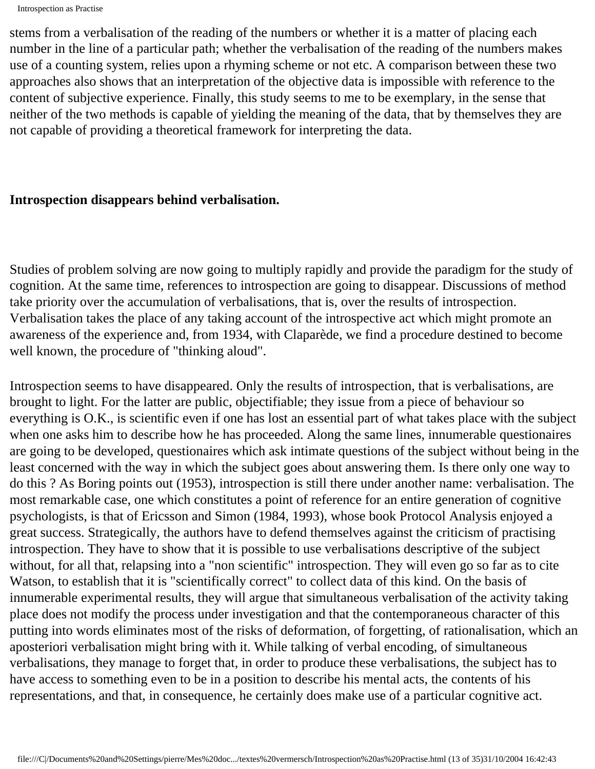stems from a verbalisation of the reading of the numbers or whether it is a matter of placing each number in the line of a particular path; whether the verbalisation of the reading of the numbers makes use of a counting system, relies upon a rhyming scheme or not etc. A comparison between these two approaches also shows that an interpretation of the objective data is impossible with reference to the content of subjective experience. Finally, this study seems to me to be exemplary, in the sense that neither of the two methods is capable of yielding the meaning of the data, that by themselves they are not capable of providing a theoretical framework for interpreting the data.

**Introspection disappears behind verbalisation.**

Studies of problem solving are now going to multiply rapidly and provide the paradigm for the study of cognition. At the same time, references to introspection are going to disappear. Discussions of method take priority over the accumulation of verbalisations, that is, over the results of introspection. Verbalisation takes the place of any taking account of the introspective act which might promote an awareness of the experience and, from 1934, with Claparède, we find a procedure destined to become well known, the procedure of "thinking aloud".

Introspection seems to have disappeared. Only the results of introspection, that is verbalisations, are brought to light. For the latter are public, objectifiable; they issue from a piece of behaviour so everything is O.K., is scientific even if one has lost an essential part of what takes place with the subject when one asks him to describe how he has proceeded. Along the same lines, innumerable questionaires are going to be developed, questionaires which ask intimate questions of the subject without being in the least concerned with the way in which the subject goes about answering them. Is there only one way to do this ? As Boring points out (1953), introspection is still there under another name: verbalisation. The most remarkable case, one which constitutes a point of reference for an entire generation of cognitive psychologists, is that of Ericsson and Simon (1984, 1993), whose book Protocol Analysis enjoyed a great success. Strategically, the authors have to defend themselves against the criticism of practising introspection. They have to show that it is possible to use verbalisations descriptive of the subject without, for all that, relapsing into a "non scientific" introspection. They will even go so far as to cite Watson, to establish that it is "scientifically correct" to collect data of this kind. On the basis of innumerable experimental results, they will argue that simultaneous verbalisation of the activity taking place does not modify the process under investigation and that the contemporaneous character of this putting into words eliminates most of the risks of deformation, of forgetting, of rationalisation, which an aposteriori verbalisation might bring with it. While talking of verbal encoding, of simultaneous verbalisations, they manage to forget that, in order to produce these verbalisations, the subject has to have access to something even to be in a position to describe his mental acts, the contents of his representations, and that, in consequence, he certainly does make use of a particular cognitive act.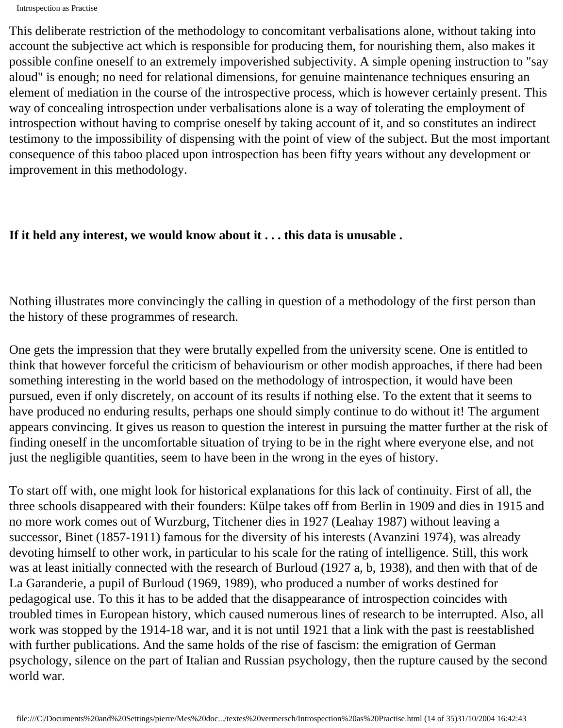This deliberate restriction of the methodology to concomitant verbalisations alone, without taking into account the subjective act which is responsible for producing them, for nourishing them, also makes it possible confine oneself to an extremely impoverished subjectivity. A simple opening instruction to "say aloud" is enough; no need for relational dimensions, for genuine maintenance techniques ensuring an element of mediation in the course of the introspective process, which is however certainly present. This way of concealing introspection under verbalisations alone is a way of tolerating the employment of introspection without having to comprise oneself by taking account of it, and so constitutes an indirect testimony to the impossibility of dispensing with the point of view of the subject. But the most important consequence of this taboo placed upon introspection has been fifty years without any development or improvement in this methodology.

**If it held any interest, we would know about it . . . this data is unusable .**

Nothing illustrates more convincingly the calling in question of a methodology of the first person than the history of these programmes of research.

One gets the impression that they were brutally expelled from the university scene. One is entitled to think that however forceful the criticism of behaviourism or other modish approaches, if there had been something interesting in the world based on the methodology of introspection, it would have been pursued, even if only discretely, on account of its results if nothing else. To the extent that it seems to have produced no enduring results, perhaps one should simply continue to do without it! The argument appears convincing. It gives us reason to question the interest in pursuing the matter further at the risk of finding oneself in the uncomfortable situation of trying to be in the right where everyone else, and not just the negligible quantities, seem to have been in the wrong in the eyes of history.

To start off with, one might look for historical explanations for this lack of continuity. First of all, the three schools disappeared with their founders: Külpe takes off from Berlin in 1909 and dies in 1915 and no more work comes out of Wurzburg, Titchener dies in 1927 (Leahay 1987) without leaving a successor, Binet (1857-1911) famous for the diversity of his interests (Avanzini 1974), was already devoting himself to other work, in particular to his scale for the rating of intelligence. Still, this work was at least initially connected with the research of Burloud (1927 a, b, 1938), and then with that of de La Garanderie, a pupil of Burloud (1969, 1989), who produced a number of works destined for pedagogical use. To this it has to be added that the disappearance of introspection coincides with troubled times in European history, which caused numerous lines of research to be interrupted. Also, all work was stopped by the 1914-18 war, and it is not until 1921 that a link with the past is reestablished with further publications. And the same holds of the rise of fascism: the emigration of German psychology, silence on the part of Italian and Russian psychology, then the rupture caused by the second world war.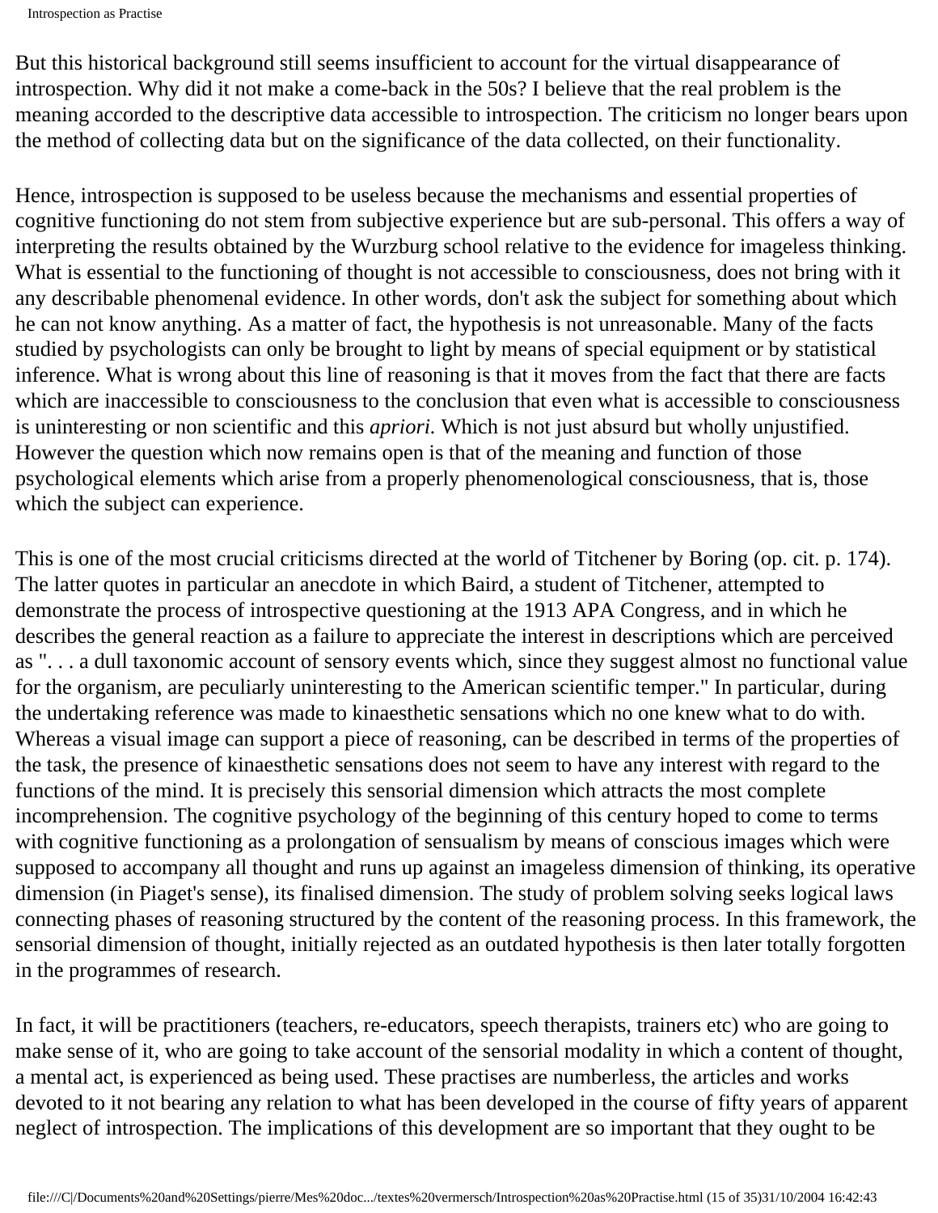But this historical background still seems insufficient to account for the virtual disappearance of introspection. Why did it not make a come-back in the 50s? I believe that the real problem is the meaning accorded to the descriptive data accessible to introspection. The criticism no longer bears upon the method of collecting data but on the significance of the data collected, on their functionality.

Hence, introspection is supposed to be useless because the mechanisms and essential properties of cognitive functioning do not stem from subjective experience but are sub-personal. This offers a way of interpreting the results obtained by the Wurzburg school relative to the evidence for imageless thinking. What is essential to the functioning of thought is not accessible to consciousness, does not bring with it any describable phenomenal evidence. In other words, don't ask the subject for something about which he can not know anything. As a matter of fact, the hypothesis is not unreasonable. Many of the facts studied by psychologists can only be brought to light by means of special equipment or by statistical inference. What is wrong about this line of reasoning is that it moves from the fact that there are facts which are inaccessible to consciousness to the conclusion that even what is accessible to consciousness is uninteresting or non scientific and this *apriori.* Which is not just absurd but wholly unjustified. However the question which now remains open is that of the meaning and function of those psychological elements which arise from a properly phenomenological consciousness, that is, those which the subject can experience.

This is one of the most crucial criticisms directed at the world of Titchener by Boring (op. cit. p. 174). The latter quotes in particular an anecdote in which Baird, a student of Titchener, attempted to demonstrate the process of introspective questioning at the 1913 APA Congress, and in which he describes the general reaction as a failure to appreciate the interest in descriptions which are perceived as ". . . a dull taxonomic account of sensory events which, since they suggest almost no functional value for the organism, are peculiarly uninteresting to the American scientific temper." In particular, during the undertaking reference was made to kinaesthetic sensations which no one knew what to do with. Whereas a visual image can support a piece of reasoning, can be described in terms of the properties of the task, the presence of kinaesthetic sensations does not seem to have any interest with regard to the functions of the mind. It is precisely this sensorial dimension which attracts the most complete incomprehension. The cognitive psychology of the beginning of this century hoped to come to terms with cognitive functioning as a prolongation of sensualism by means of conscious images which were supposed to accompany all thought and runs up against an imageless dimension of thinking, its operative dimension (in Piaget's sense), its finalised dimension. The study of problem solving seeks logical laws connecting phases of reasoning structured by the content of the reasoning process. In this framework, the sensorial dimension of thought, initially rejected as an outdated hypothesis is then later totally forgotten in the programmes of research.

In fact, it will be practitioners (teachers, re-educators, speech therapists, trainers etc) who are going to make sense of it, who are going to take account of the sensorial modality in which a content of thought, a mental act, is experienced as being used. These practises are numberless, the articles and works devoted to it not bearing any relation to what has been developed in the course of fifty years of apparent neglect of introspection. The implications of this development are so important that they ought to be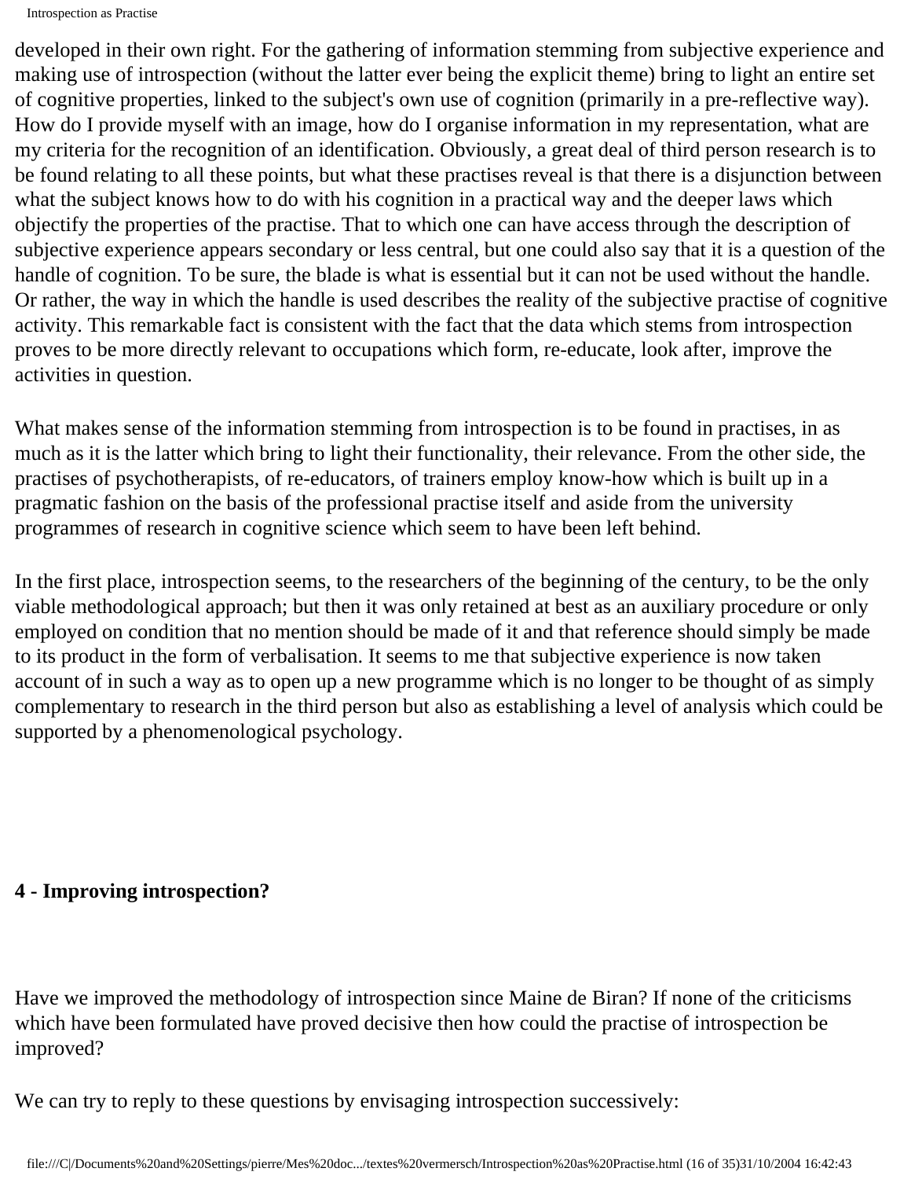developed in their own right. For the gathering of information stemming from subjective experience and making use of introspection (without the latter ever being the explicit theme) bring to light an entire set of cognitive properties, linked to the subject's own use of cognition (primarily in a pre-reflective way). How do I provide myself with an image, how do I organise information in my representation, what are my criteria for the recognition of an identification. Obviously, a great deal of third person research is to be found relating to all these points, but what these practises reveal is that there is a disjunction between what the subject knows how to do with his cognition in a practical way and the deeper laws which objectify the properties of the practise. That to which one can have access through the description of subjective experience appears secondary or less central, but one could also say that it is a question of the handle of cognition. To be sure, the blade is what is essential but it can not be used without the handle. Or rather, the way in which the handle is used describes the reality of the subjective practise of cognitive activity. This remarkable fact is consistent with the fact that the data which stems from introspection proves to be more directly relevant to occupations which form, re-educate, look after, improve the activities in question.

What makes sense of the information stemming from introspection is to be found in practises, in as much as it is the latter which bring to light their functionality, their relevance. From the other side, the practises of psychotherapists, of re-educators, of trainers employ know-how which is built up in a pragmatic fashion on the basis of the professional practise itself and aside from the university programmes of research in cognitive science which seem to have been left behind.

In the first place, introspection seems, to the researchers of the beginning of the century, to be the only viable methodological approach; but then it was only retained at best as an auxiliary procedure or only employed on condition that no mention should be made of it and that reference should simply be made to its product in the form of verbalisation. It seems to me that subjective experience is now taken account of in such a way as to open up a new programme which is no longer to be thought of as simply complementary to research in the third person but also as establishing a level of analysis which could be supported by a phenomenological psychology.

**4 - Improving introspection?**

Have we improved the methodology of introspection since Maine de Biran? If none of the criticisms which have been formulated have proved decisive then how could the practise of introspection be improved?

We can try to reply to these questions by envisaging introspection successively: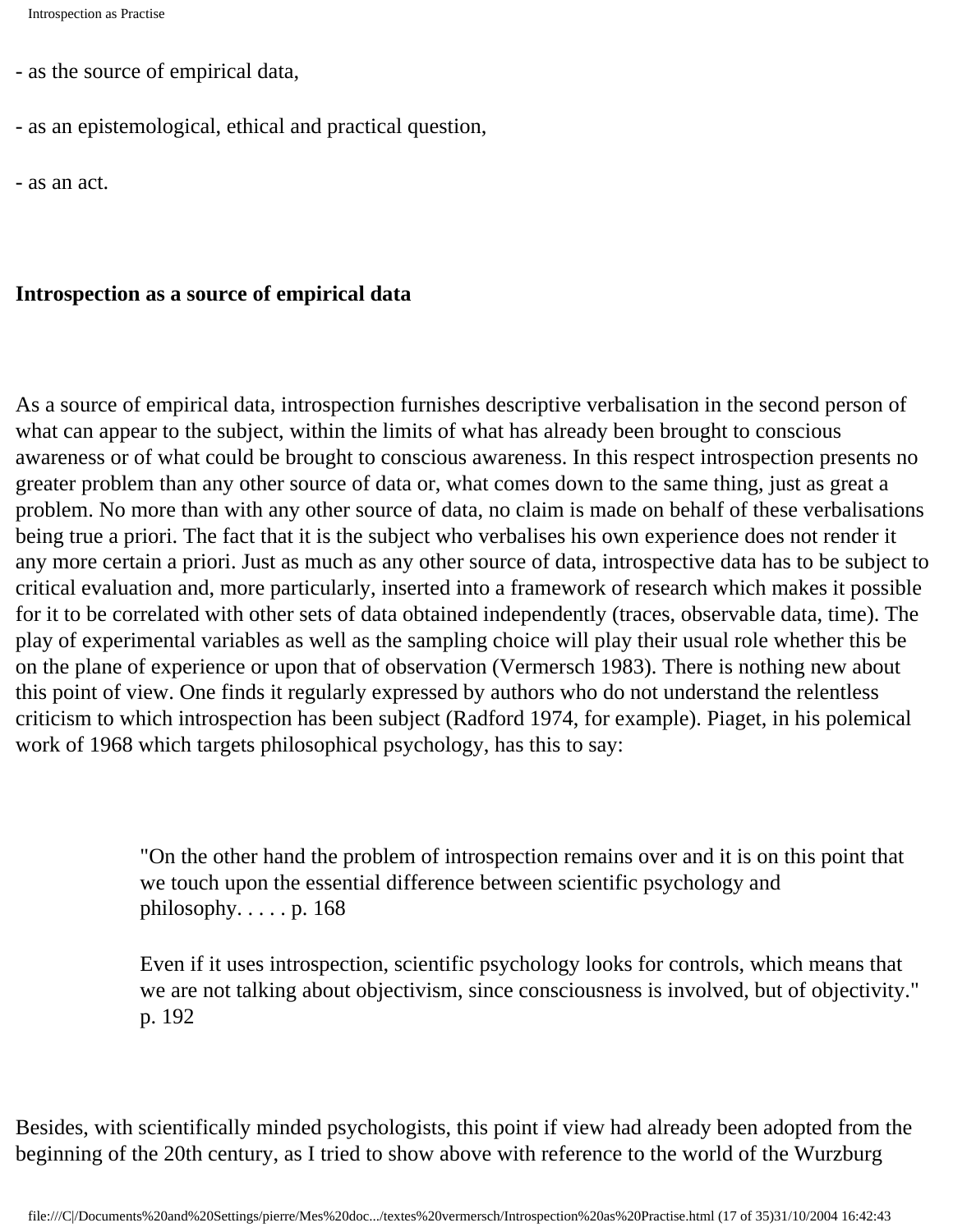- as the source of empirical data,

- as an epistemological, ethical and practical question,

- as an act.

**Introspection as a source of empirical data**

As a source of empirical data, introspection furnishes descriptive verbalisation in the second person of what can appear to the subject, within the limits of what has already been brought to conscious awareness or of what could be brought to conscious awareness. In this respect introspection presents no greater problem than any other source of data or, what comes down to the same thing, just as great a problem. No more than with any other source of data, no claim is made on behalf of these verbalisations being true a priori. The fact that it is the subject who verbalises his own experience does not render it any more certain a priori. Just as much as any other source of data, introspective data has to be subject to critical evaluation and, more particularly, inserted into a framework of research which makes it possible for it to be correlated with other sets of data obtained independently (traces, observable data, time). The play of experimental variables as well as the sampling choice will play their usual role whether this be on the plane of experience or upon that of observation (Vermersch 1983). There is nothing new about this point of view. One finds it regularly expressed by authors who do not understand the relentless criticism to which introspection has been subject (Radford 1974, for example). Piaget, in his polemical work of 1968 which targets philosophical psychology, has this to say:

> "On the other hand the problem of introspection remains over and it is on this point that we touch upon the essential difference between scientific psychology and philosophy. . . . . p. 168
>
> Even if it uses introspection, scientific psychology looks for controls, which means that we are not talking about objectivism, since consciousness is involved, but of objectivity." p. 192

Besides, with scientifically minded psychologists, this point if view had already been adopted from the beginning of the 20th century, as I tried to show above with reference to the world of the Wurzburg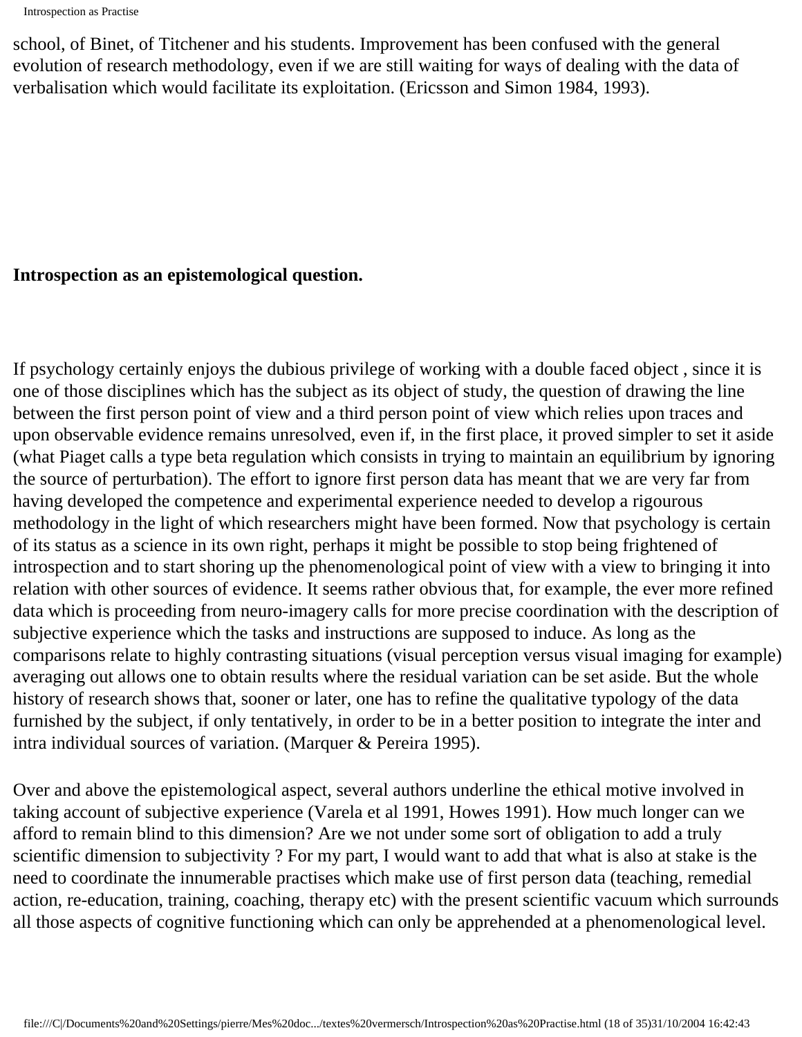school, of Binet, of Titchener and his students. Improvement has been confused with the general evolution of research methodology, even if we are still waiting for ways of dealing with the data of verbalisation which would facilitate its exploitation. (Ericsson and Simon 1984, 1993).

**Introspection as an epistemological question.**

If psychology certainly enjoys the dubious privilege of working with a double faced object , since it is one of those disciplines which has the subject as its object of study, the question of drawing the line between the first person point of view and a third person point of view which relies upon traces and upon observable evidence remains unresolved, even if, in the first place, it proved simpler to set it aside (what Piaget calls a type beta regulation which consists in trying to maintain an equilibrium by ignoring the source of perturbation). The effort to ignore first person data has meant that we are very far from having developed the competence and experimental experience needed to develop a rigourous methodology in the light of which researchers might have been formed. Now that psychology is certain of its status as a science in its own right, perhaps it might be possible to stop being frightened of introspection and to start shoring up the phenomenological point of view with a view to bringing it into relation with other sources of evidence. It seems rather obvious that, for example, the ever more refined data which is proceeding from neuro-imagery calls for more precise coordination with the description of subjective experience which the tasks and instructions are supposed to induce. As long as the comparisons relate to highly contrasting situations (visual perception versus visual imaging for example) averaging out allows one to obtain results where the residual variation can be set aside. But the whole history of research shows that, sooner or later, one has to refine the qualitative typology of the data furnished by the subject, if only tentatively, in order to be in a better position to integrate the inter and intra individual sources of variation. (Marquer & Pereira 1995).

Over and above the epistemological aspect, several authors underline the ethical motive involved in taking account of subjective experience (Varela et al 1991, Howes 1991). How much longer can we afford to remain blind to this dimension? Are we not under some sort of obligation to add a truly scientific dimension to subjectivity ? For my part, I would want to add that what is also at stake is the need to coordinate the innumerable practises which make use of first person data (teaching, remedial action, re-education, training, coaching, therapy etc) with the present scientific vacuum which surrounds all those aspects of cognitive functioning which can only be apprehended at a phenomenological level.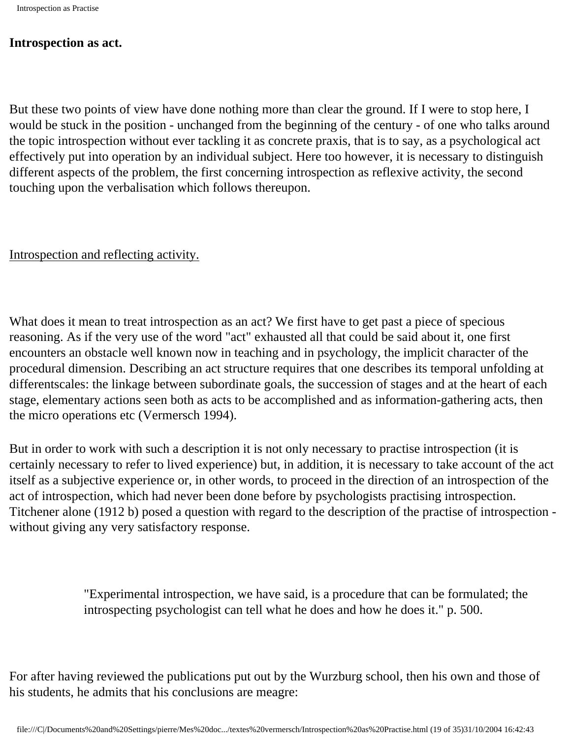**Introspection as act.**

But these two points of view have done nothing more than clear the ground. If I were to stop here, I would be stuck in the position - unchanged from the beginning of the century - of one who talks around the topic introspection without ever tackling it as concrete praxis, that is to say, as a psychological act effectively put into operation by an individual subject. Here too however, it is necessary to distinguish different aspects of the problem, the first concerning introspection as reflexive activity, the second touching upon the verbalisation which follows thereupon.

Introspection and reflecting activity.

What does it mean to treat introspection as an act? We first have to get past a piece of specious reasoning. As if the very use of the word "act" exhausted all that could be said about it, one first encounters an obstacle well known now in teaching and in psychology, the implicit character of the procedural dimension. Describing an act structure requires that one describes its temporal unfolding at differentscales: the linkage between subordinate goals, the succession of stages and at the heart of each stage, elementary actions seen both as acts to be accomplished and as information-gathering acts, then the micro operations etc (Vermersch 1994).

But in order to work with such a description it is not only necessary to practise introspection (it is certainly necessary to refer to lived experience) but, in addition, it is necessary to take account of the act itself as a subjective experience or, in other words, to proceed in the direction of an introspection of the act of introspection, which had never been done before by psychologists practising introspection. Titchener alone (1912 b) posed a question with regard to the description of the practise of introspection - without giving any very satisfactory response.

> "Experimental introspection, we have said, is a procedure that can be formulated; the introspecting psychologist can tell what he does and how he does it." p. 500.

For after having reviewed the publications put out by the Wurzburg school, then his own and those of his students, he admits that his conclusions are meagre: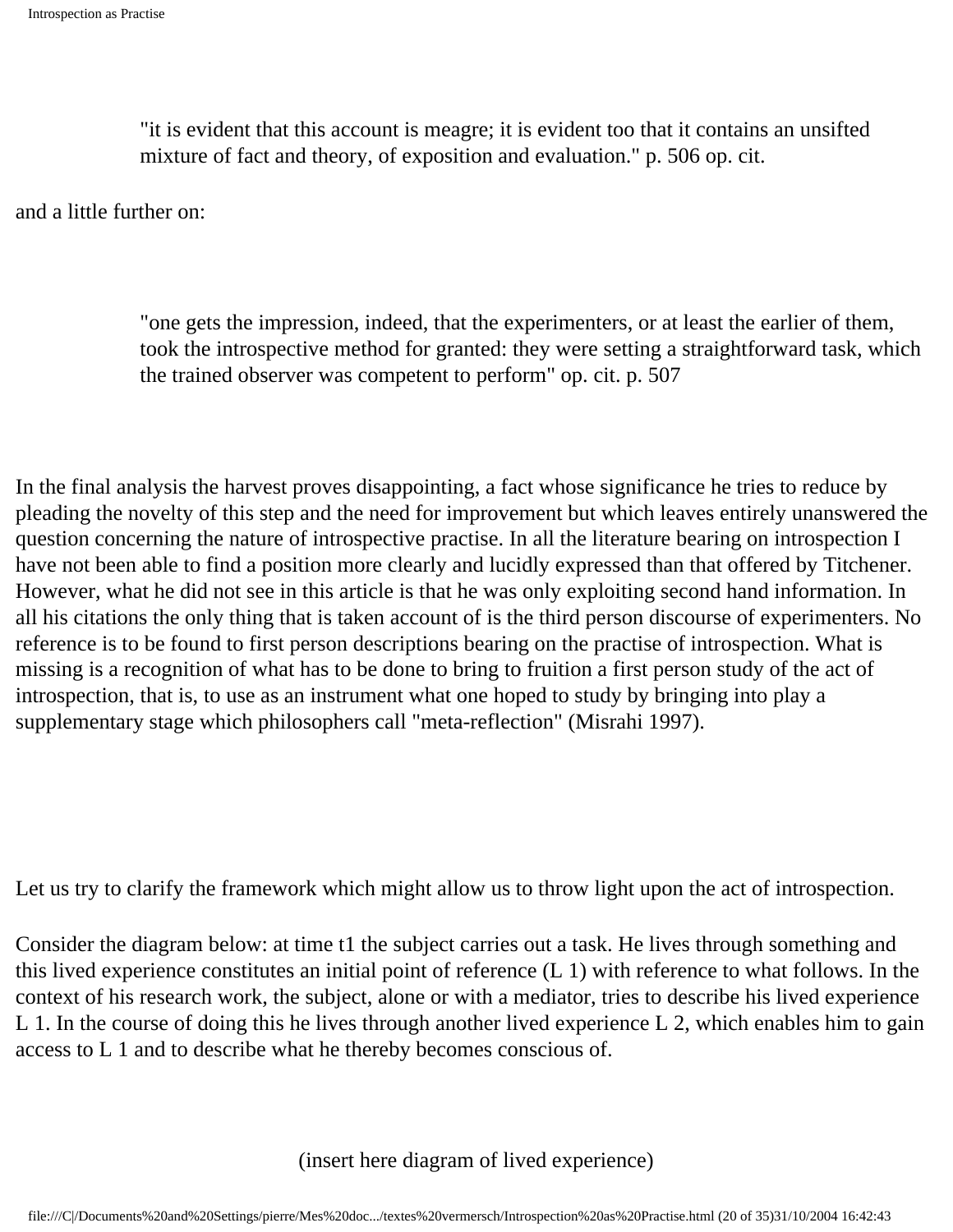> "it is evident that this account is meagre; it is evident too that it contains an unsifted mixture of fact and theory, of exposition and evaluation." p. 506 op. cit.

and a little further on:

> "one gets the impression, indeed, that the experimenters, or at least the earlier of them, took the introspective method for granted: they were setting a straightforward task, which the trained observer was competent to perform" op. cit. p. 507

In the final analysis the harvest proves disappointing, a fact whose significance he tries to reduce by pleading the novelty of this step and the need for improvement but which leaves entirely unanswered the question concerning the nature of introspective practise. In all the literature bearing on introspection I have not been able to find a position more clearly and lucidly expressed than that offered by Titchener. However, what he did not see in this article is that he was only exploiting second hand information. In all his citations the only thing that is taken account of is the third person discourse of experimenters. No reference is to be found to first person descriptions bearing on the practise of introspection. What is missing is a recognition of what has to be done to bring to fruition a first person study of the act of introspection, that is, to use as an instrument what one hoped to study by bringing into play a supplementary stage which philosophers call "meta-reflection" (Misrahi 1997).

Let us try to clarify the framework which might allow us to throw light upon the act of introspection.

Consider the diagram below: at time t1 the subject carries out a task. He lives through something and this lived experience constitutes an initial point of reference (L 1) with reference to what follows. In the context of his research work, the subject, alone or with a mediator, tries to describe his lived experience L 1. In the course of doing this he lives through another lived experience L 2, which enables him to gain access to L 1 and to describe what he thereby becomes conscious of.

(insert here diagram of lived experience)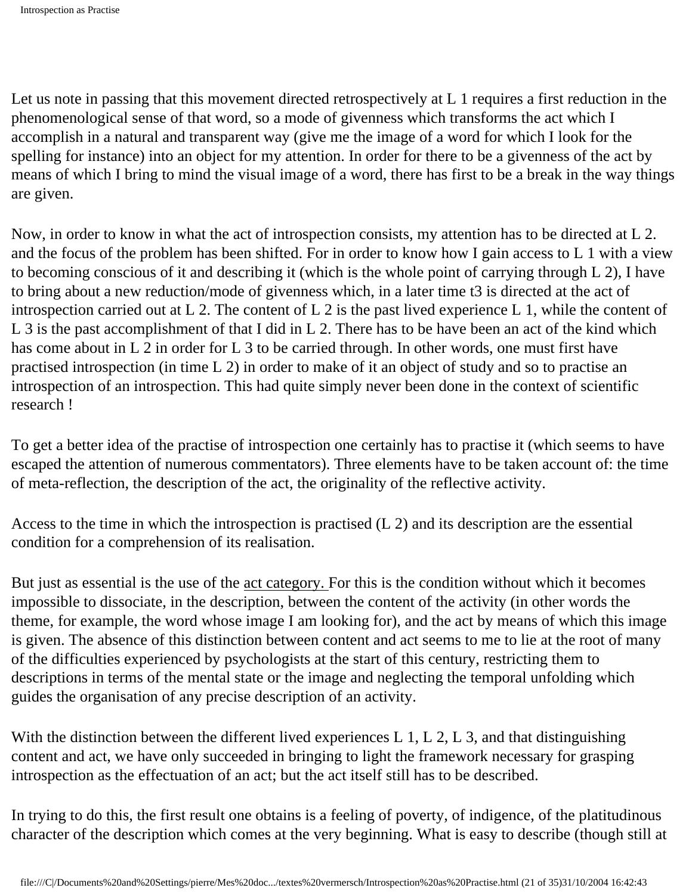Let us note in passing that this movement directed retrospectively at L 1 requires a first reduction in the phenomenological sense of that word, so a mode of givenness which transforms the act which I accomplish in a natural and transparent way (give me the image of a word for which I look for the spelling for instance) into an object for my attention. In order for there to be a givenness of the act by means of which I bring to mind the visual image of a word, there has first to be a break in the way things are given.

Now, in order to know in what the act of introspection consists, my attention has to be directed at L 2. and the focus of the problem has been shifted. For in order to know how I gain access to L 1 with a view to becoming conscious of it and describing it (which is the whole point of carrying through L 2), I have to bring about a new reduction/mode of givenness which, in a later time t3 is directed at the act of introspection carried out at L 2. The content of L 2 is the past lived experience L 1, while the content of L 3 is the past accomplishment of that I did in L 2. There has to be have been an act of the kind which has come about in L 2 in order for L 3 to be carried through. In other words, one must first have practised introspection (in time L 2) in order to make of it an object of study and so to practise an introspection of an introspection. This had quite simply never been done in the context of scientific research !

To get a better idea of the practise of introspection one certainly has to practise it (which seems to have escaped the attention of numerous commentators). Three elements have to be taken account of: the time of meta-reflection, the description of the act, the originality of the reflective activity.

Access to the time in which the introspection is practised (L 2) and its description are the essential condition for a comprehension of its realisation.

But just as essential is the use of the act category. For this is the condition without which it becomes impossible to dissociate, in the description, between the content of the activity (in other words the theme, for example, the word whose image I am looking for), and the act by means of which this image is given. The absence of this distinction between content and act seems to me to lie at the root of many of the difficulties experienced by psychologists at the start of this century, restricting them to descriptions in terms of the mental state or the image and neglecting the temporal unfolding which guides the organisation of any precise description of an activity.

With the distinction between the different lived experiences L 1, L 2, L 3, and that distinguishing content and act, we have only succeeded in bringing to light the framework necessary for grasping introspection as the effectuation of an act; but the act itself still has to be described.

In trying to do this, the first result one obtains is a feeling of poverty, of indigence, of the platitudinous character of the description which comes at the very beginning. What is easy to describe (though still at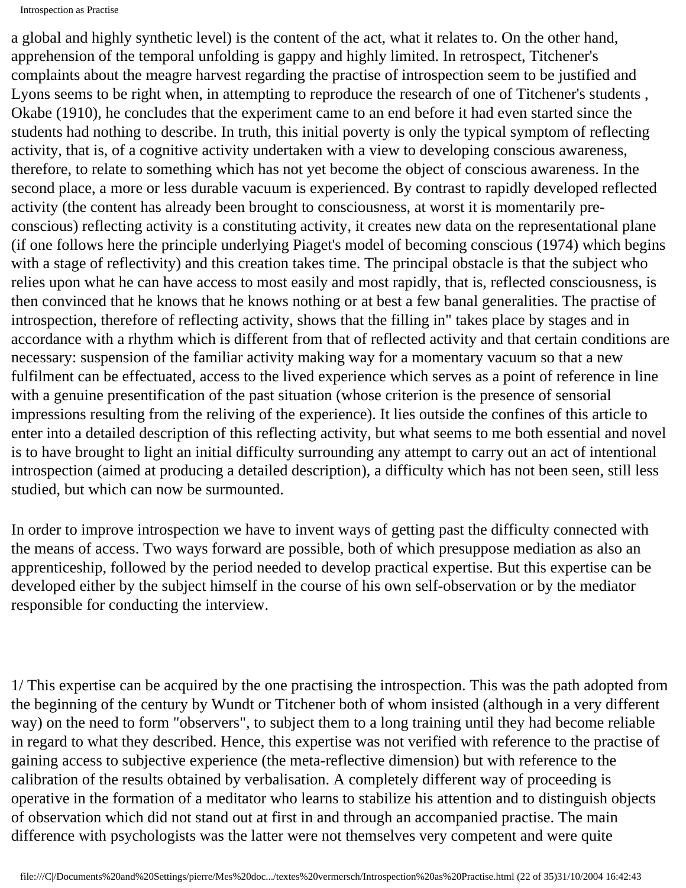a global and highly synthetic level) is the content of the act, what it relates to. On the other hand, apprehension of the temporal unfolding is gappy and highly limited. In retrospect, Titchener's complaints about the meagre harvest regarding the practise of introspection seem to be justified and Lyons seems to be right when, in attempting to reproduce the research of one of Titchener's students , Okabe (1910), he concludes that the experiment came to an end before it had even started since the students had nothing to describe. In truth, this initial poverty is only the typical symptom of reflecting activity, that is, of a cognitive activity undertaken with a view to developing conscious awareness, therefore, to relate to something which has not yet become the object of conscious awareness. In the second place, a more or less durable vacuum is experienced. By contrast to rapidly developed reflected activity (the content has already been brought to consciousness, at worst it is momentarily pre-conscious) reflecting activity is a constituting activity, it creates new data on the representational plane (if one follows here the principle underlying Piaget's model of becoming conscious (1974) which begins with a stage of reflectivity) and this creation takes time. The principal obstacle is that the subject who relies upon what he can have access to most easily and most rapidly, that is, reflected consciousness, is then convinced that he knows that he knows nothing or at best a few banal generalities. The practise of introspection, therefore of reflecting activity, shows that the filling in" takes place by stages and in accordance with a rhythm which is different from that of reflected activity and that certain conditions are necessary: suspension of the familiar activity making way for a momentary vacuum so that a new fulfilment can be effectuated, access to the lived experience which serves as a point of reference in line with a genuine presentification of the past situation (whose criterion is the presence of sensorial impressions resulting from the reliving of the experience). It lies outside the confines of this article to enter into a detailed description of this reflecting activity, but what seems to me both essential and novel is to have brought to light an initial difficulty surrounding any attempt to carry out an act of intentional introspection (aimed at producing a detailed description), a difficulty which has not been seen, still less studied, but which can now be surmounted.

In order to improve introspection we have to invent ways of getting past the difficulty connected with the means of access. Two ways forward are possible, both of which presuppose mediation as also an apprenticeship, followed by the period needed to develop practical expertise. But this expertise can be developed either by the subject himself in the course of his own self-observation or by the mediator responsible for conducting the interview.

1/ This expertise can be acquired by the one practising the introspection. This was the path adopted from the beginning of the century by Wundt or Titchener both of whom insisted (although in a very different way) on the need to form "observers", to subject them to a long training until they had become reliable in regard to what they described. Hence, this expertise was not verified with reference to the practise of gaining access to subjective experience (the meta-reflective dimension) but with reference to the calibration of the results obtained by verbalisation. A completely different way of proceeding is operative in the formation of a meditator who learns to stabilize his attention and to distinguish objects of observation which did not stand out at first in and through an accompanied practise. The main difference with psychologists was the latter were not themselves very competent and were quite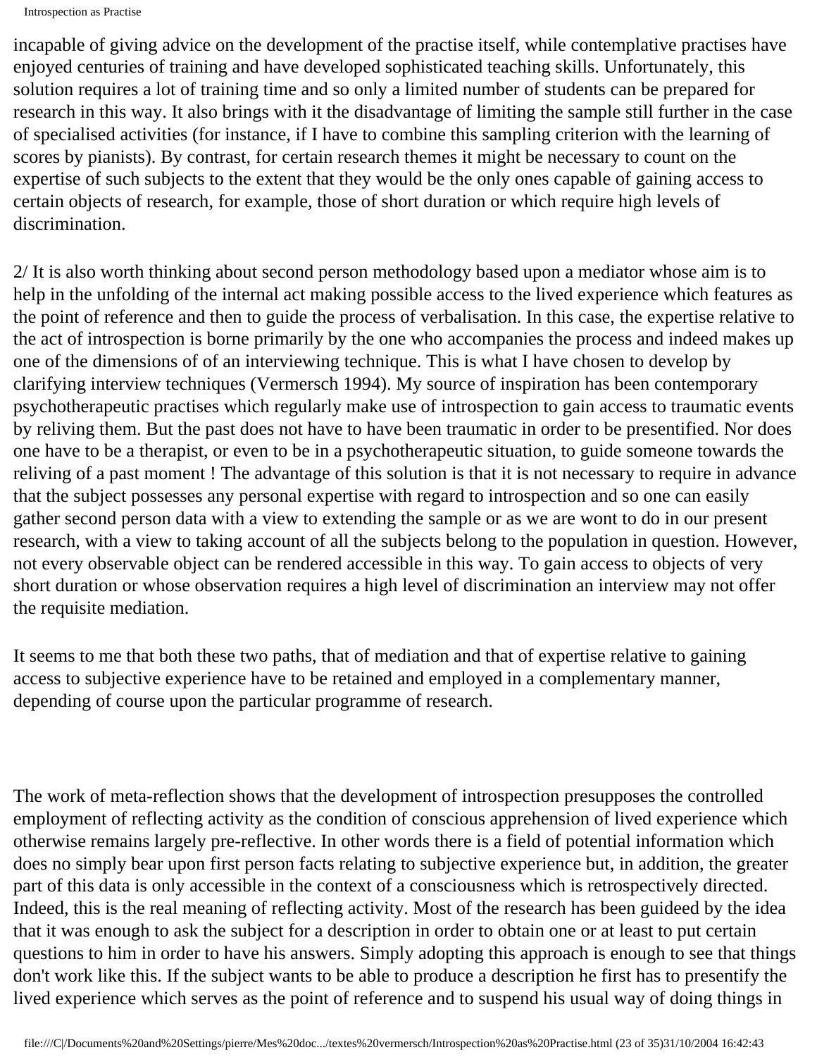incapable of giving advice on the development of the practise itself, while contemplative practises have enjoyed centuries of training and have developed sophisticated teaching skills. Unfortunately, this solution requires a lot of training time and so only a limited number of students can be prepared for research in this way. It also brings with it the disadvantage of limiting the sample still further in the case of specialised activities (for instance, if I have to combine this sampling criterion with the learning of scores by pianists). By contrast, for certain research themes it might be necessary to count on the expertise of such subjects to the extent that they would be the only ones capable of gaining access to certain objects of research, for example, those of short duration or which require high levels of discrimination.

2/ It is also worth thinking about second person methodology based upon a mediator whose aim is to help in the unfolding of the internal act making possible access to the lived experience which features as the point of reference and then to guide the process of verbalisation. In this case, the expertise relative to the act of introspection is borne primarily by the one who accompanies the process and indeed makes up one of the dimensions of of an interviewing technique. This is what I have chosen to develop by clarifying interview techniques (Vermersch 1994). My source of inspiration has been contemporary psychotherapeutic practises which regularly make use of introspection to gain access to traumatic events by reliving them. But the past does not have to have been traumatic in order to be presentified. Nor does one have to be a therapist, or even to be in a psychotherapeutic situation, to guide someone towards the reliving of a past moment ! The advantage of this solution is that it is not necessary to require in advance that the subject possesses any personal expertise with regard to introspection and so one can easily gather second person data with a view to extending the sample or as we are wont to do in our present research, with a view to taking account of all the subjects belong to the population in question. However, not every observable object can be rendered accessible in this way. To gain access to objects of very short duration or whose observation requires a high level of discrimination an interview may not offer the requisite mediation.

It seems to me that both these two paths, that of mediation and that of expertise relative to gaining access to subjective experience have to be retained and employed in a complementary manner, depending of course upon the particular programme of research.

The work of meta-reflection shows that the development of introspection presupposes the controlled employment of reflecting activity as the condition of conscious apprehension of lived experience which otherwise remains largely pre-reflective. In other words there is a field of potential information which does no simply bear upon first person facts relating to subjective experience but, in addition, the greater part of this data is only accessible in the context of a consciousness which is retrospectively directed. Indeed, this is the real meaning of reflecting activity. Most of the research has been guideed by the idea that it was enough to ask the subject for a description in order to obtain one or at least to put certain questions to him in order to have his answers. Simply adopting this approach is enough to see that things don't work like this. If the subject wants to be able to produce a description he first has to presentify the lived experience which serves as the point of reference and to suspend his usual way of doing things in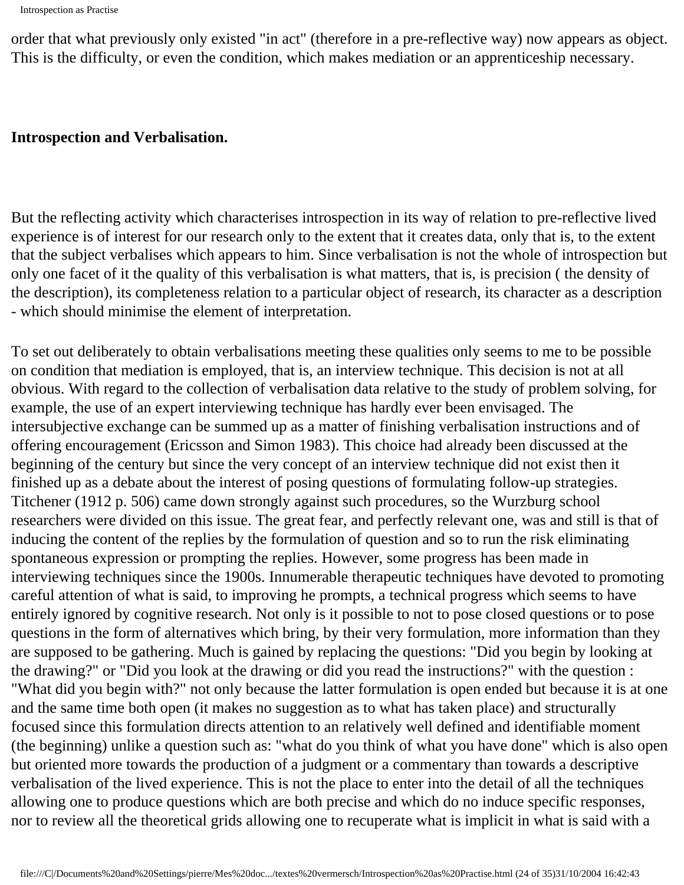order that what previously only existed "in act" (therefore in a pre-reflective way) now appears as object. This is the difficulty, or even the condition, which makes mediation or an apprenticeship necessary.

**Introspection and Verbalisation.**

But the reflecting activity which characterises introspection in its way of relation to pre-reflective lived experience is of interest for our research only to the extent that it creates data, only that is, to the extent that the subject verbalises which appears to him. Since verbalisation is not the whole of introspection but only one facet of it the quality of this verbalisation is what matters, that is, is precision ( the density of the description), its completeness relation to a particular object of research, its character as a description - which should minimise the element of interpretation.

To set out deliberately to obtain verbalisations meeting these qualities only seems to me to be possible on condition that mediation is employed, that is, an interview technique. This decision is not at all obvious. With regard to the collection of verbalisation data relative to the study of problem solving, for example, the use of an expert interviewing technique has hardly ever been envisaged. The intersubjective exchange can be summed up as a matter of finishing verbalisation instructions and of offering encouragement (Ericsson and Simon 1983). This choice had already been discussed at the beginning of the century but since the very concept of an interview technique did not exist then it finished up as a debate about the interest of posing questions of formulating follow-up strategies. Titchener (1912 p. 506) came down strongly against such procedures, so the Wurzburg school researchers were divided on this issue. The great fear, and perfectly relevant one, was and still is that of inducing the content of the replies by the formulation of question and so to run the risk eliminating spontaneous expression or prompting the replies. However, some progress has been made in interviewing techniques since the 1900s. Innumerable therapeutic techniques have devoted to promoting careful attention of what is said, to improving he prompts, a technical progress which seems to have entirely ignored by cognitive research. Not only is it possible to not to pose closed questions or to pose questions in the form of alternatives which bring, by their very formulation, more information than they are supposed to be gathering. Much is gained by replacing the questions: "Did you begin by looking at the drawing?" or "Did you look at the drawing or did you read the instructions?" with the question : "What did you begin with?" not only because the latter formulation is open ended but because it is at one and the same time both open (it makes no suggestion as to what has taken place) and structurally focused since this formulation directs attention to an relatively well defined and identifiable moment (the beginning) unlike a question such as: "what do you think of what you have done" which is also open but oriented more towards the production of a judgment or a commentary than towards a descriptive verbalisation of the lived experience. This is not the place to enter into the detail of all the techniques allowing one to produce questions which are both precise and which do no induce specific responses, nor to review all the theoretical grids allowing one to recuperate what is implicit in what is said with a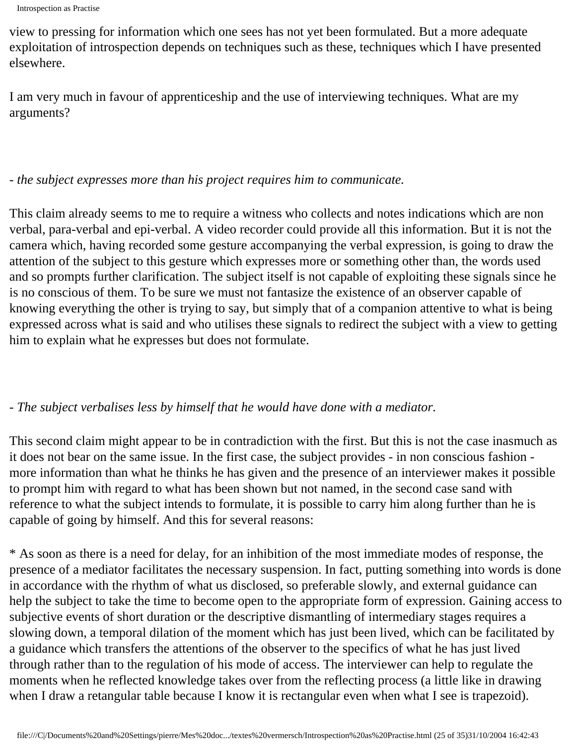view to pressing for information which one sees has not yet been formulated. But a more adequate exploitation of introspection depends on techniques such as these, techniques which I have presented elsewhere.

I am very much in favour of apprenticeship and the use of interviewing techniques. What are my arguments?

- *the subject expresses more than his project requires him to communicate.*

This claim already seems to me to require a witness who collects and notes indications which are non verbal, para-verbal and epi-verbal. A video recorder could provide all this information. But it is not the camera which, having recorded some gesture accompanying the verbal expression, is going to draw the attention of the subject to this gesture which expresses more or something other than, the words used and so prompts further clarification. The subject itself is not capable of exploiting these signals since he is no conscious of them. To be sure we must not fantasize the existence of an observer capable of knowing everything the other is trying to say, but simply that of a companion attentive to what is being expressed across what is said and who utilises these signals to redirect the subject with a view to getting him to explain what he expresses but does not formulate.

- *The subject verbalises less by himself that he would have done with a mediator.*

This second claim might appear to be in contradiction with the first. But this is not the case inasmuch as it does not bear on the same issue. In the first case, the subject provides - in non conscious fashion - more information than what he thinks he has given and the presence of an interviewer makes it possible to prompt him with regard to what has been shown but not named, in the second case sand with reference to what the subject intends to formulate, it is possible to carry him along further than he is capable of going by himself. And this for several reasons:

* As soon as there is a need for delay, for an inhibition of the most immediate modes of response, the presence of a mediator facilitates the necessary suspension. In fact, putting something into words is done in accordance with the rhythm of what us disclosed, so preferable slowly, and external guidance can help the subject to take the time to become open to the appropriate form of expression. Gaining access to subjective events of short duration or the descriptive dismantling of intermediary stages requires a slowing down, a temporal dilation of the moment which has just been lived, which can be facilitated by a guidance which transfers the attentions of the observer to the specifics of what he has just lived through rather than to the regulation of his mode of access. The interviewer can help to regulate the moments when he reflected knowledge takes over from the reflecting process (a little like in drawing when I draw a retangular table because I know it is rectangular even when what I see is trapezoid).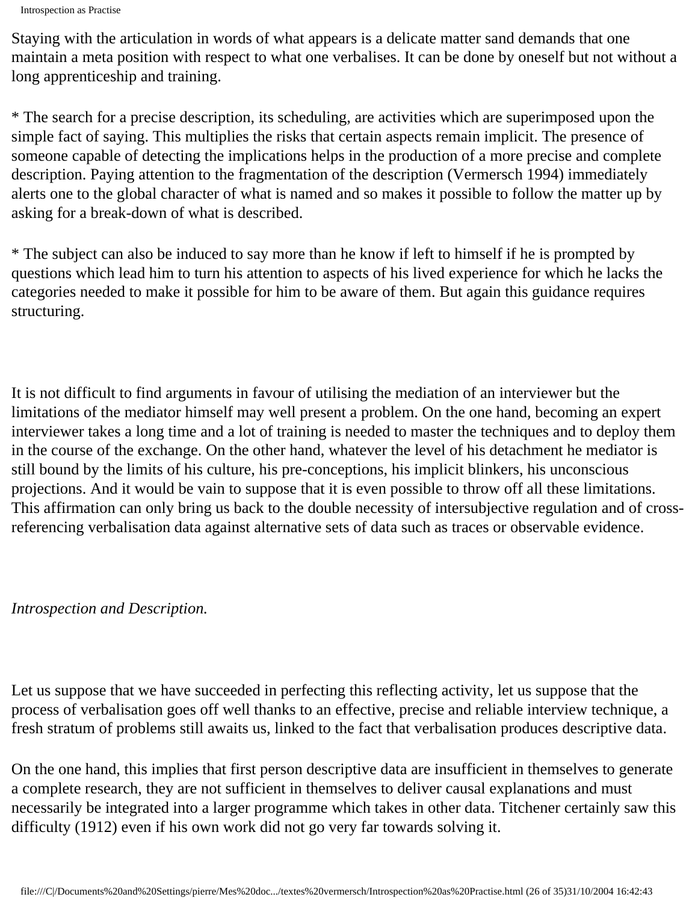Staying with the articulation in words of what appears is a delicate matter sand demands that one maintain a meta position with respect to what one verbalises. It can be done by oneself but not without a long apprenticeship and training.

* The search for a precise description, its scheduling, are activities which are superimposed upon the simple fact of saying. This multiplies the risks that certain aspects remain implicit. The presence of someone capable of detecting the implications helps in the production of a more precise and complete description. Paying attention to the fragmentation of the description (Vermersch 1994) immediately alerts one to the global character of what is named and so makes it possible to follow the matter up by asking for a break-down of what is described.

* The subject can also be induced to say more than he know if left to himself if he is prompted by questions which lead him to turn his attention to aspects of his lived experience for which he lacks the categories needed to make it possible for him to be aware of them. But again this guidance requires structuring.

It is not difficult to find arguments in favour of utilising the mediation of an interviewer but the limitations of the mediator himself may well present a problem. On the one hand, becoming an expert interviewer takes a long time and a lot of training is needed to master the techniques and to deploy them in the course of the exchange. On the other hand, whatever the level of his detachment he mediator is still bound by the limits of his culture, his pre-conceptions, his implicit blinkers, his unconscious projections. And it would be vain to suppose that it is even possible to throw off all these limitations. This affirmation can only bring us back to the double necessity of intersubjective regulation and of cross-referencing verbalisation data against alternative sets of data such as traces or observable evidence.

*Introspection and Description.*

Let us suppose that we have succeeded in perfecting this reflecting activity, let us suppose that the process of verbalisation goes off well thanks to an effective, precise and reliable interview technique, a fresh stratum of problems still awaits us, linked to the fact that verbalisation produces descriptive data.

On the one hand, this implies that first person descriptive data are insufficient in themselves to generate a complete research, they are not sufficient in themselves to deliver causal explanations and must necessarily be integrated into a larger programme which takes in other data. Titchener certainly saw this difficulty (1912) even if his own work did not go very far towards solving it.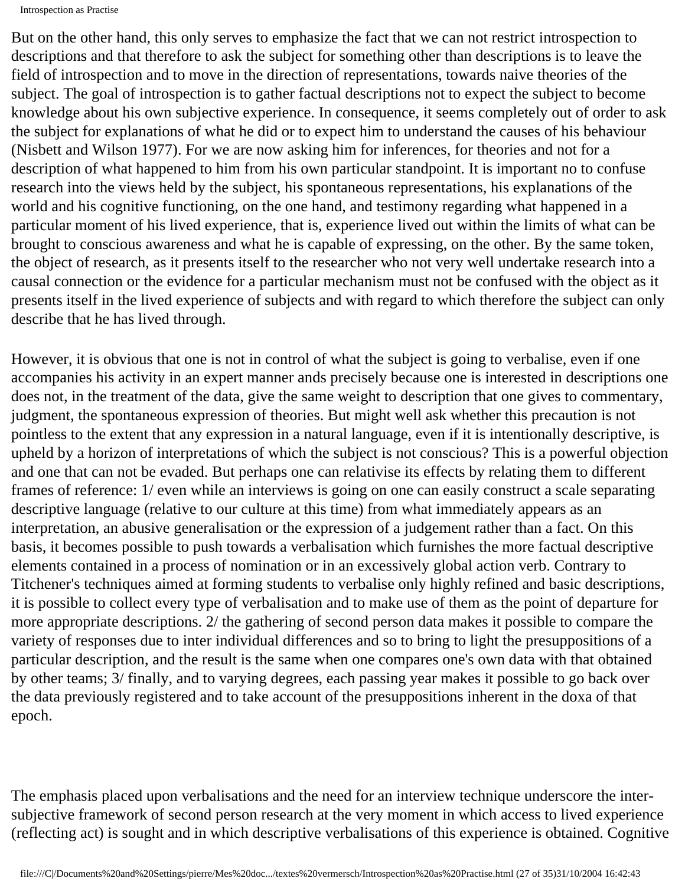But on the other hand, this only serves to emphasize the fact that we can not restrict introspection to descriptions and that therefore to ask the subject for something other than descriptions is to leave the field of introspection and to move in the direction of representations, towards naive theories of the subject. The goal of introspection is to gather factual descriptions not to expect the subject to become knowledge about his own subjective experience. In consequence, it seems completely out of order to ask the subject for explanations of what he did or to expect him to understand the causes of his behaviour (Nisbett and Wilson 1977). For we are now asking him for inferences, for theories and not for a description of what happened to him from his own particular standpoint. It is important no to confuse research into the views held by the subject, his spontaneous representations, his explanations of the world and his cognitive functioning, on the one hand, and testimony regarding what happened in a particular moment of his lived experience, that is, experience lived out within the limits of what can be brought to conscious awareness and what he is capable of expressing, on the other. By the same token, the object of research, as it presents itself to the researcher who not very well undertake research into a causal connection or the evidence for a particular mechanism must not be confused with the object as it presents itself in the lived experience of subjects and with regard to which therefore the subject can only describe that he has lived through.

However, it is obvious that one is not in control of what the subject is going to verbalise, even if one accompanies his activity in an expert manner ands precisely because one is interested in descriptions one does not, in the treatment of the data, give the same weight to description that one gives to commentary, judgment, the spontaneous expression of theories. But might well ask whether this precaution is not pointless to the extent that any expression in a natural language, even if it is intentionally descriptive, is upheld by a horizon of interpretations of which the subject is not conscious? This is a powerful objection and one that can not be evaded. But perhaps one can relativise its effects by relating them to different frames of reference: 1/ even while an interviews is going on one can easily construct a scale separating descriptive language (relative to our culture at this time) from what immediately appears as an interpretation, an abusive generalisation or the expression of a judgement rather than a fact. On this basis, it becomes possible to push towards a verbalisation which furnishes the more factual descriptive elements contained in a process of nomination or in an excessively global action verb. Contrary to Titchener's techniques aimed at forming students to verbalise only highly refined and basic descriptions, it is possible to collect every type of verbalisation and to make use of them as the point of departure for more appropriate descriptions. 2/ the gathering of second person data makes it possible to compare the variety of responses due to inter individual differences and so to bring to light the presuppositions of a particular description, and the result is the same when one compares one's own data with that obtained by other teams; 3/ finally, and to varying degrees, each passing year makes it possible to go back over the data previously registered and to take account of the presuppositions inherent in the doxa of that epoch.

The emphasis placed upon verbalisations and the need for an interview technique underscore the inter-subjective framework of second person research at the very moment in which access to lived experience (reflecting act) is sought and in which descriptive verbalisations of this experience is obtained. Cognitive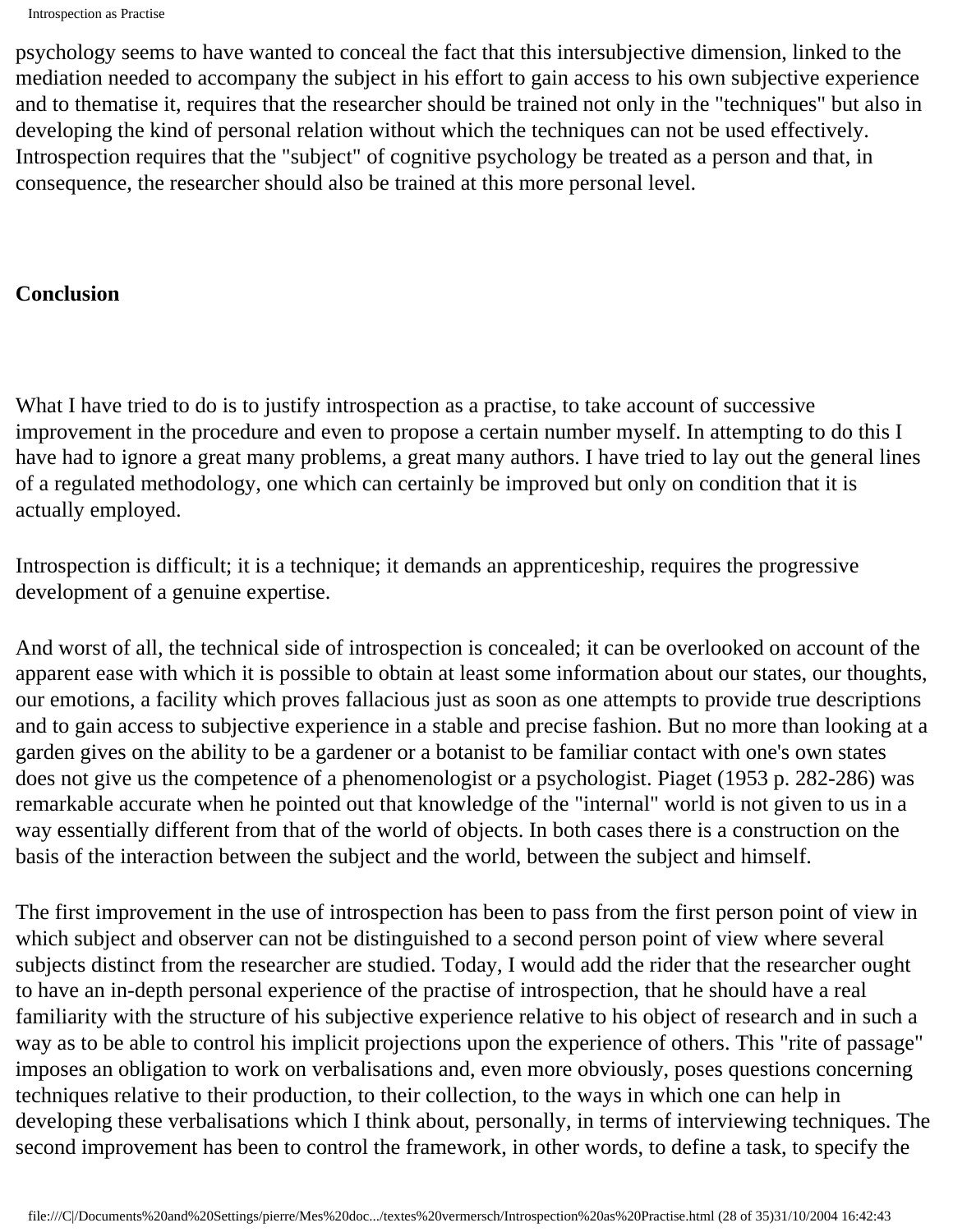psychology seems to have wanted to conceal the fact that this intersubjective dimension, linked to the mediation needed to accompany the subject in his effort to gain access to his own subjective experience and to thematise it, requires that the researcher should be trained not only in the "techniques" but also in developing the kind of personal relation without which the techniques can not be used effectively. Introspection requires that the "subject" of cognitive psychology be treated as a person and that, in consequence, the researcher should also be trained at this more personal level.

## Conclusion

What I have tried to do is to justify introspection as a practise, to take account of successive improvement in the procedure and even to propose a certain number myself. In attempting to do this I have had to ignore a great many problems, a great many authors. I have tried to lay out the general lines of a regulated methodology, one which can certainly be improved but only on condition that it is actually employed.

Introspection is difficult; it is a technique; it demands an apprenticeship, requires the progressive development of a genuine expertise.

And worst of all, the technical side of introspection is concealed; it can be overlooked on account of the apparent ease with which it is possible to obtain at least some information about our states, our thoughts, our emotions, a facility which proves fallacious just as soon as one attempts to provide true descriptions and to gain access to subjective experience in a stable and precise fashion. But no more than looking at a garden gives on the ability to be a gardener or a botanist to be familiar contact with one's own states does not give us the competence of a phenomenologist or a psychologist. Piaget (1953 p. 282-286) was remarkable accurate when he pointed out that knowledge of the "internal" world is not given to us in a way essentially different from that of the world of objects. In both cases there is a construction on the basis of the interaction between the subject and the world, between the subject and himself.

The first improvement in the use of introspection has been to pass from the first person point of view in which subject and observer can not be distinguished to a second person point of view where several subjects distinct from the researcher are studied. Today, I would add the rider that the researcher ought to have an in-depth personal experience of the practise of introspection, that he should have a real familiarity with the structure of his subjective experience relative to his object of research and in such a way as to be able to control his implicit projections upon the experience of others. This "rite of passage" imposes an obligation to work on verbalisations and, even more obviously, poses questions concerning techniques relative to their production, to their collection, to the ways in which one can help in developing these verbalisations which I think about, personally, in terms of interviewing techniques. The second improvement has been to control the framework, in other words, to define a task, to specify the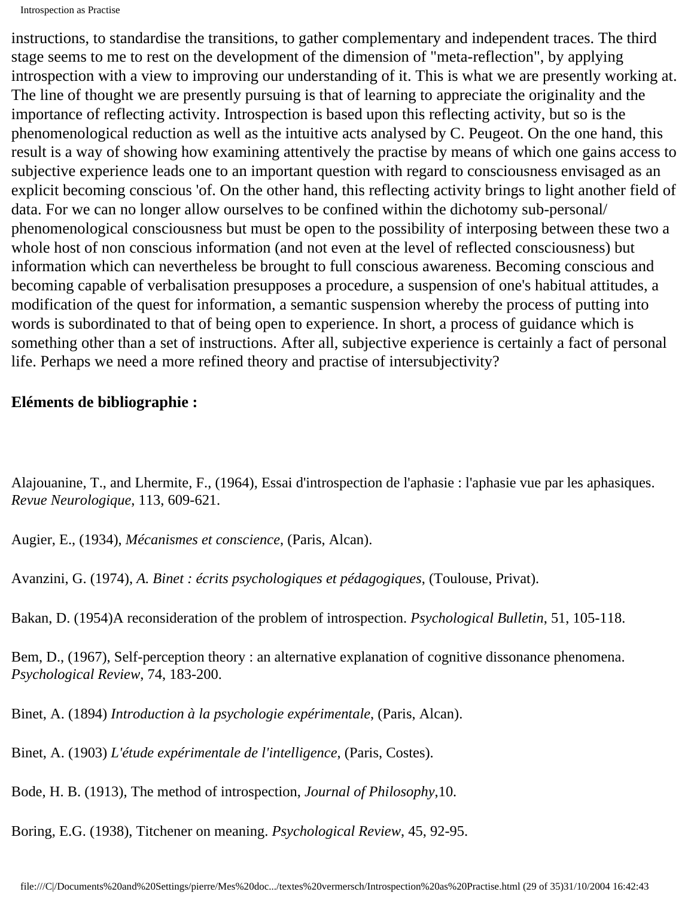instructions, to standardise the transitions, to gather complementary and independent traces. The third stage seems to me to rest on the development of the dimension of "meta-reflection", by applying introspection with a view to improving our understanding of it. This is what we are presently working at. The line of thought we are presently pursuing is that of learning to appreciate the originality and the importance of reflecting activity. Introspection is based upon this reflecting activity, but so is the phenomenological reduction as well as the intuitive acts analysed by C. Peugeot. On the one hand, this result is a way of showing how examining attentively the practise by means of which one gains access to subjective experience leads one to an important question with regard to consciousness envisaged as an explicit becoming conscious 'of. On the other hand, this reflecting activity brings to light another field of data. For we can no longer allow ourselves to be confined within the dichotomy sub-personal/ phenomenological consciousness but must be open to the possibility of interposing between these two a whole host of non conscious information (and not even at the level of reflected consciousness) but information which can nevertheless be brought to full conscious awareness. Becoming conscious and becoming capable of verbalisation presupposes a procedure, a suspension of one's habitual attitudes, a modification of the quest for information, a semantic suspension whereby the process of putting into words is subordinated to that of being open to experience. In short, a process of guidance which is something other than a set of instructions. After all, subjective experience is certainly a fact of personal life. Perhaps we need a more refined theory and practise of intersubjectivity?

**Eléments de bibliographie :**

Alajouanine, T., and Lhermite, F., (1964), Essai d'introspection de l'aphasie : l'aphasie vue par les aphasiques. *Revue Neurologique*, 113, 609-621.

Augier, E., (1934), *Mécanismes et conscience*, (Paris, Alcan).

Avanzini, G. (1974), *A. Binet : écrits psychologiques et pédagogiques*, (Toulouse, Privat).

Bakan, D. (1954)A reconsideration of the problem of introspection. *Psychological Bulletin*, 51, 105-118.

Bem, D., (1967), Self-perception theory : an alternative explanation of cognitive dissonance phenomena. *Psychological Review*, 74, 183-200.

Binet, A. (1894) *Introduction à la psychologie expérimentale*, (Paris, Alcan).

Binet, A. (1903) *L'étude expérimentale de l'intelligence*, (Paris, Costes).

Bode, H. B. (1913), The method of introspection, *Journal of Philosophy*,10.

Boring, E.G. (1938), Titchener on meaning. *Psychological Review*, 45, 92-95.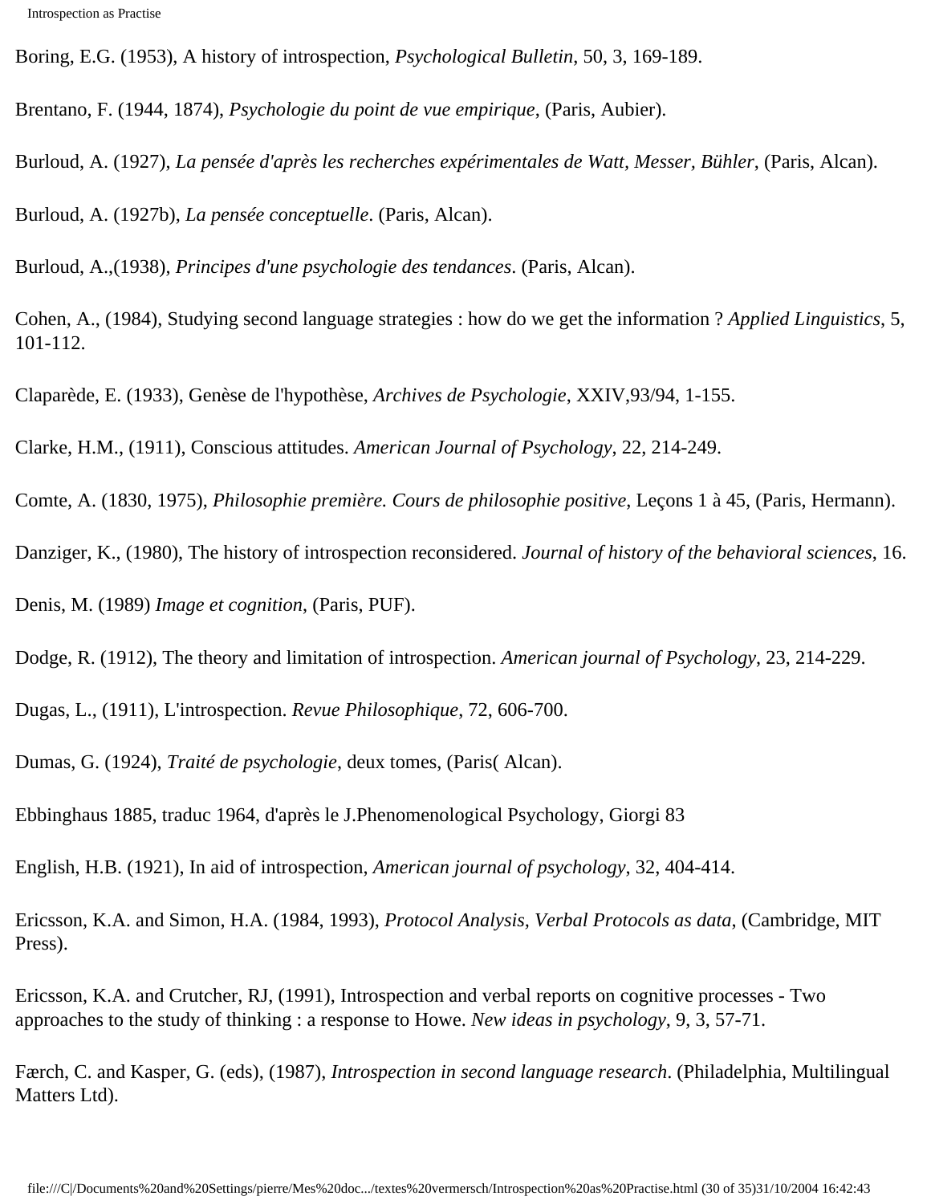Boring, E.G. (1953), A history of introspection, *Psychological Bulletin*, 50, 3, 169-189.

Brentano, F. (1944, 1874), *Psychologie du point de vue empirique*, (Paris, Aubier).

Burloud, A. (1927), *La pensée d'après les recherches expérimentales de Watt, Messer, Bühler*, (Paris, Alcan).

Burloud, A. (1927b), *La pensée conceptuelle*. (Paris, Alcan).

Burloud, A.,(1938), *Principes d'une psychologie des tendances*. (Paris, Alcan).

Cohen, A., (1984), Studying second language strategies : how do we get the information ? *Applied Linguistics*, 5, 101-112.

Claparède, E. (1933), Genèse de l'hypothèse, *Archives de Psychologie*, XXIV,93/94, 1-155.

Clarke, H.M., (1911), Conscious attitudes. *American Journal of Psychology*, 22, 214-249.

Comte, A. (1830, 1975), *Philosophie première. Cours de philosophie positive*, Leçons 1 à 45, (Paris, Hermann).

Danziger, K., (1980), The history of introspection reconsidered. *Journal of history of the behavioral sciences*, 16.

Denis, M. (1989) *Image et cognition*, (Paris, PUF).

Dodge, R. (1912), The theory and limitation of introspection. *American journal of Psychology*, 23, 214-229.

Dugas, L., (1911), L'introspection. *Revue Philosophique*, 72, 606-700.

Dumas, G. (1924), *Traité de psychologie*, deux tomes, (Paris( Alcan).

Ebbinghaus 1885, traduc 1964, d'après le J.Phenomenological Psychology, Giorgi 83

English, H.B. (1921), In aid of introspection, *American journal of psychology*, 32, 404-414.

Ericsson, K.A. and Simon, H.A. (1984, 1993), *Protocol Analysis, Verbal Protocols as data*, (Cambridge, MIT Press).

Ericsson, K.A. and Crutcher, RJ, (1991), Introspection and verbal reports on cognitive processes - Two approaches to the study of thinking : a response to Howe. *New ideas in psychology*, 9, 3, 57-71.

Færch, C. and Kasper, G. (eds), (1987), *Introspection in second language research*. (Philadelphia, Multilingual Matters Ltd).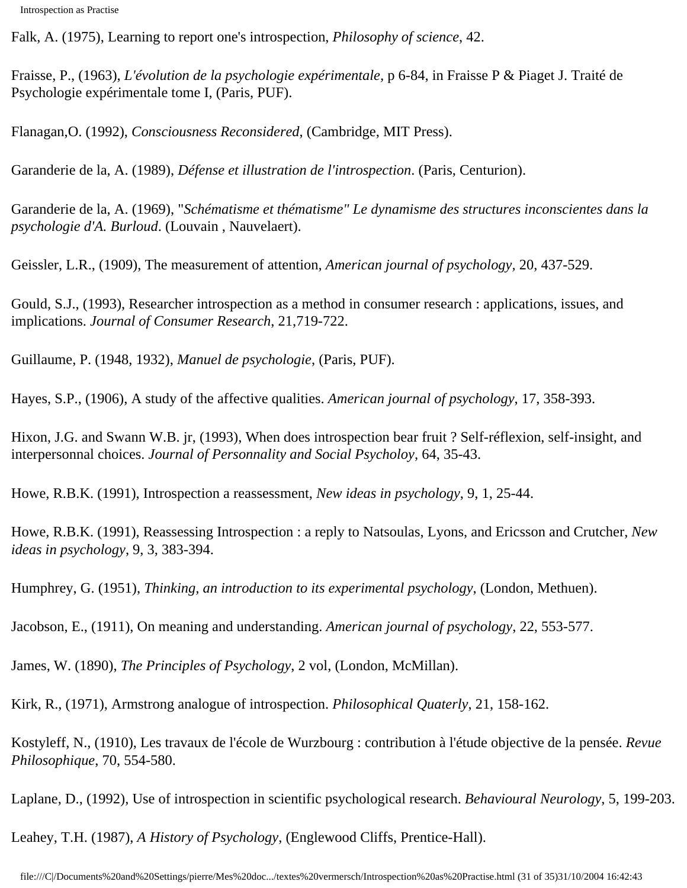Falk, A. (1975), Learning to report one's introspection, *Philosophy of science*, 42.

Fraisse, P., (1963), *L'évolution de la psychologie expérimentale*, p 6-84, in Fraisse P & Piaget J. Traité de Psychologie expérimentale tome I, (Paris, PUF).

Flanagan,O. (1992), *Consciousness Reconsidered*, (Cambridge, MIT Press).

Garanderie de la, A. (1989), *Défense et illustration de l'introspection*. (Paris, Centurion).

Garanderie de la, A. (1969), "*Schématisme et thématisme" Le dynamisme des structures inconscientes dans la psychologie d'A. Burloud*. (Louvain , Nauvelaert).

Geissler, L.R., (1909), The measurement of attention, *American journal of psychology*, 20, 437-529.

Gould, S.J., (1993), Researcher introspection as a method in consumer research : applications, issues, and implications. *Journal of Consumer Research*, 21,719-722.

Guillaume, P. (1948, 1932), *Manuel de psychologie*, (Paris, PUF).

Hayes, S.P., (1906), A study of the affective qualities. *American journal of psychology*, 17, 358-393.

Hixon, J.G. and Swann W.B. jr, (1993), When does introspection bear fruit ? Self-réflexion, self-insight, and interpersonnal choices. *Journal of Personnality and Social Psycholoy*, 64, 35-43.

Howe, R.B.K. (1991), Introspection a reassessment, *New ideas in psychology*, 9, 1, 25-44.

Howe, R.B.K. (1991), Reassessing Introspection : a reply to Natsoulas, Lyons, and Ericsson and Crutcher, *New ideas in psychology*, 9, 3, 383-394.

Humphrey, G. (1951), *Thinking, an introduction to its experimental psychology*, (London, Methuen).

Jacobson, E., (1911), On meaning and understanding. *American journal of psychology*, 22, 553-577.

James, W. (1890), *The Principles of Psychology*, 2 vol, (London, McMillan).

Kirk, R., (1971), Armstrong analogue of introspection. *Philosophical Quaterly*, 21, 158-162.

Kostyleff, N., (1910), Les travaux de l'école de Wurzbourg : contribution à l'étude objective de la pensée. *Revue Philosophique*, 70, 554-580.

Laplane, D., (1992), Use of introspection in scientific psychological research. *Behavioural Neurology*, 5, 199-203.

Leahey, T.H. (1987), *A History of Psychology*, (Englewood Cliffs, Prentice-Hall).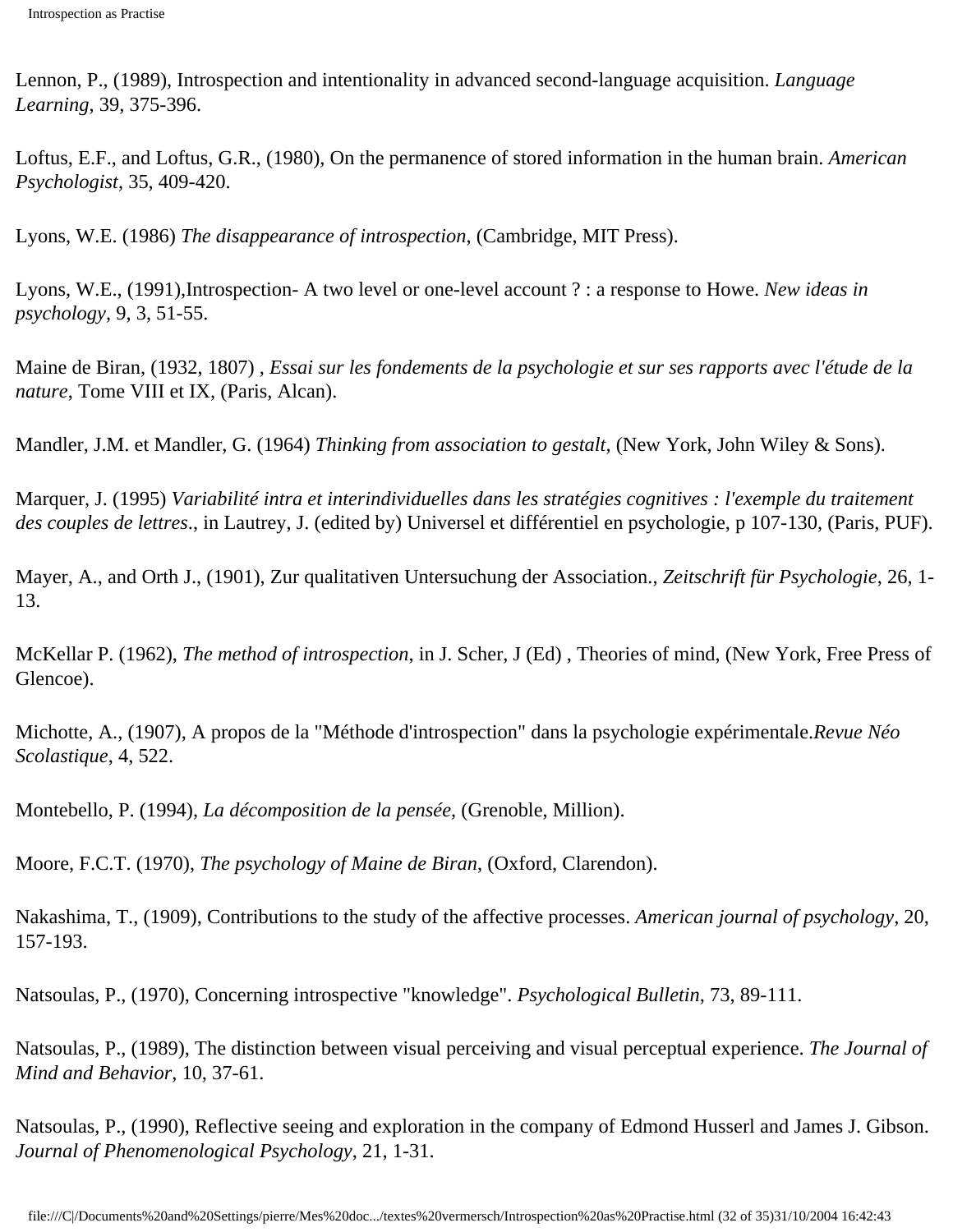Lennon, P., (1989), Introspection and intentionality in advanced second-language acquisition. *Language Learning*, 39, 375-396.

Loftus, E.F., and Loftus, G.R., (1980), On the permanence of stored information in the human brain. *American Psychologist*, 35, 409-420.

Lyons, W.E. (1986) *The disappearance of introspection*, (Cambridge, MIT Press).

Lyons, W.E., (1991),Introspection- A two level or one-level account ? : a response to Howe. *New ideas in psychology*, 9, 3, 51-55.

Maine de Biran, (1932, 1807) , *Essai sur les fondements de la psychologie et sur ses rapports avec l'étude de la nature*, Tome VIII et IX, (Paris, Alcan).

Mandler, J.M. et Mandler, G. (1964) *Thinking from association to gestalt*, (New York, John Wiley & Sons).

Marquer, J. (1995) *Variabilité intra et interindividuelles dans les stratégies cognitives : l'exemple du traitement des couples de lettres*., in Lautrey, J. (edited by) Universel et différentiel en psychologie, p 107-130, (Paris, PUF).

Mayer, A., and Orth J., (1901), Zur qualitativen Untersuchung der Association., *Zeitschrift für Psychologie*, 26, 1-13.

McKellar P. (1962), *The method of introspection*, in J. Scher, J (Ed) , Theories of mind, (New York, Free Press of Glencoe).

Michotte, A., (1907), A propos de la "Méthode d'introspection" dans la psychologie expérimentale.*Revue Néo Scolastique*, 4, 522.

Montebello, P. (1994), *La décomposition de la pensée*, (Grenoble, Million).

Moore, F.C.T. (1970), *The psychology of Maine de Biran*, (Oxford, Clarendon).

Nakashima, T., (1909), Contributions to the study of the affective processes. *American journal of psychology*, 20, 157-193.

Natsoulas, P., (1970), Concerning introspective "knowledge". *Psychological Bulletin*, 73, 89-111.

Natsoulas, P., (1989), The distinction between visual perceiving and visual perceptual experience. *The Journal of Mind and Behavior*, 10, 37-61.

Natsoulas, P., (1990), Reflective seeing and exploration in the company of Edmond Husserl and James J. Gibson. *Journal of Phenomenological Psychology*, 21, 1-31.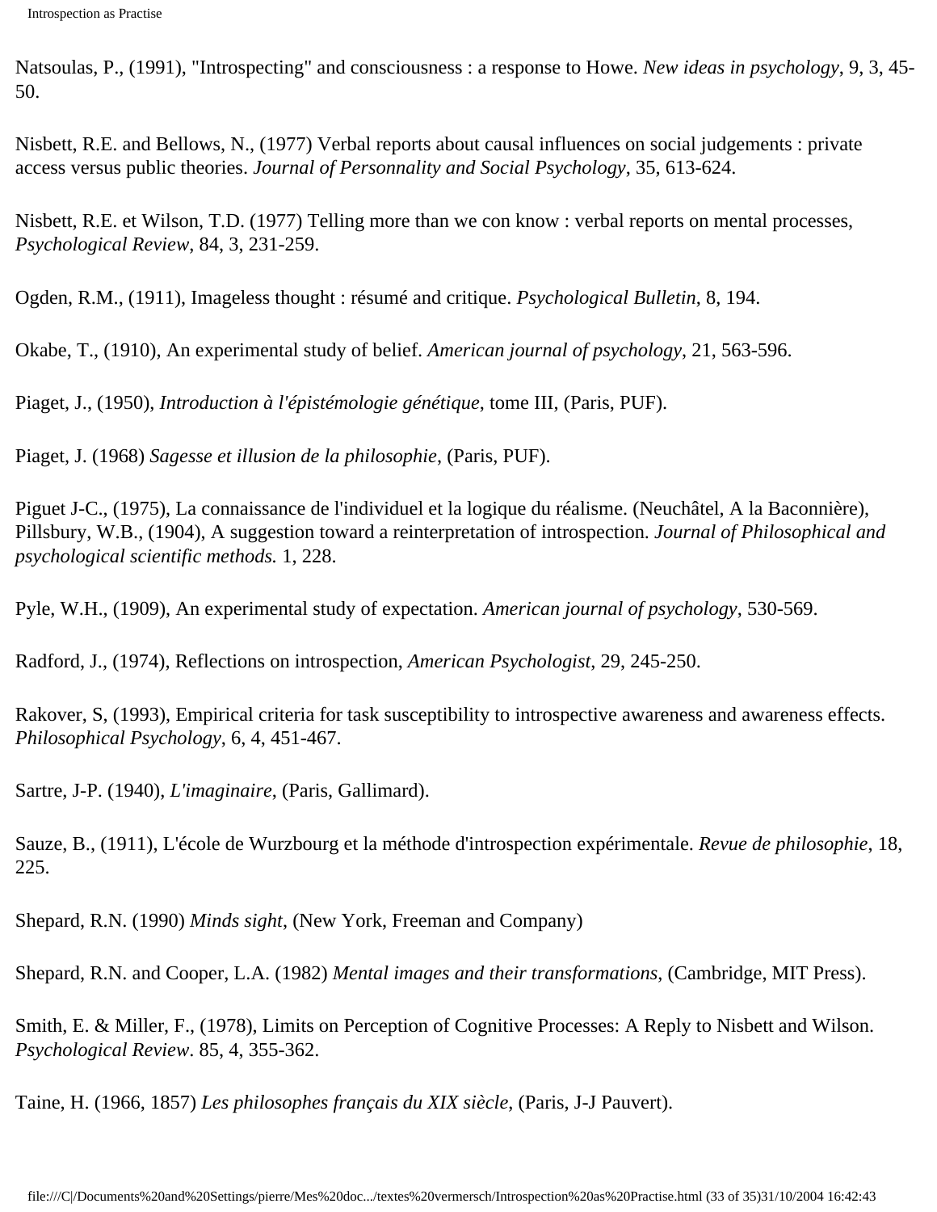Natsoulas, P., (1991), "Introspecting" and consciousness : a response to Howe. *New ideas in psychology*, 9, 3, 45-50.

Nisbett, R.E. and Bellows, N., (1977) Verbal reports about causal influences on social judgements : private access versus public theories. *Journal of Personnality and Social Psychology*, 35, 613-624.

Nisbett, R.E. et Wilson, T.D. (1977) Telling more than we con know : verbal reports on mental processes, *Psychological Review*, 84, 3, 231-259.

Ogden, R.M., (1911), Imageless thought : résumé and critique. *Psychological Bulletin*, 8, 194.

Okabe, T., (1910), An experimental study of belief. *American journal of psychology*, 21, 563-596.

Piaget, J., (1950), *Introduction à l'épistémologie génétique*, tome III, (Paris, PUF).

Piaget, J. (1968) *Sagesse et illusion de la philosophie*, (Paris, PUF).

Piguet J-C., (1975), La connaissance de l'individuel et la logique du réalisme. (Neuchâtel, A la Baconnière), Pillsbury, W.B., (1904), A suggestion toward a reinterpretation of introspection. *Journal of Philosophical and psychological scientific methods.* 1, 228.

Pyle, W.H., (1909), An experimental study of expectation. *American journal of psychology*, 530-569.

Radford, J., (1974), Reflections on introspection, *American Psychologist*, 29, 245-250.

Rakover, S, (1993), Empirical criteria for task susceptibility to introspective awareness and awareness effects. *Philosophical Psychology*, 6, 4, 451-467.

Sartre, J-P. (1940), *L'imaginaire*, (Paris, Gallimard).

Sauze, B., (1911), L'école de Wurzbourg et la méthode d'introspection expérimentale. *Revue de philosophie*, 18, 225.

Shepard, R.N. (1990) *Minds sight*, (New York, Freeman and Company)

Shepard, R.N. and Cooper, L.A. (1982) *Mental images and their transformations*, (Cambridge, MIT Press).

Smith, E. & Miller, F., (1978), Limits on Perception of Cognitive Processes: A Reply to Nisbett and Wilson. *Psychological Review*. 85, 4, 355-362.

Taine, H. (1966, 1857) *Les philosophes français du XIX siècle*, (Paris, J-J Pauvert).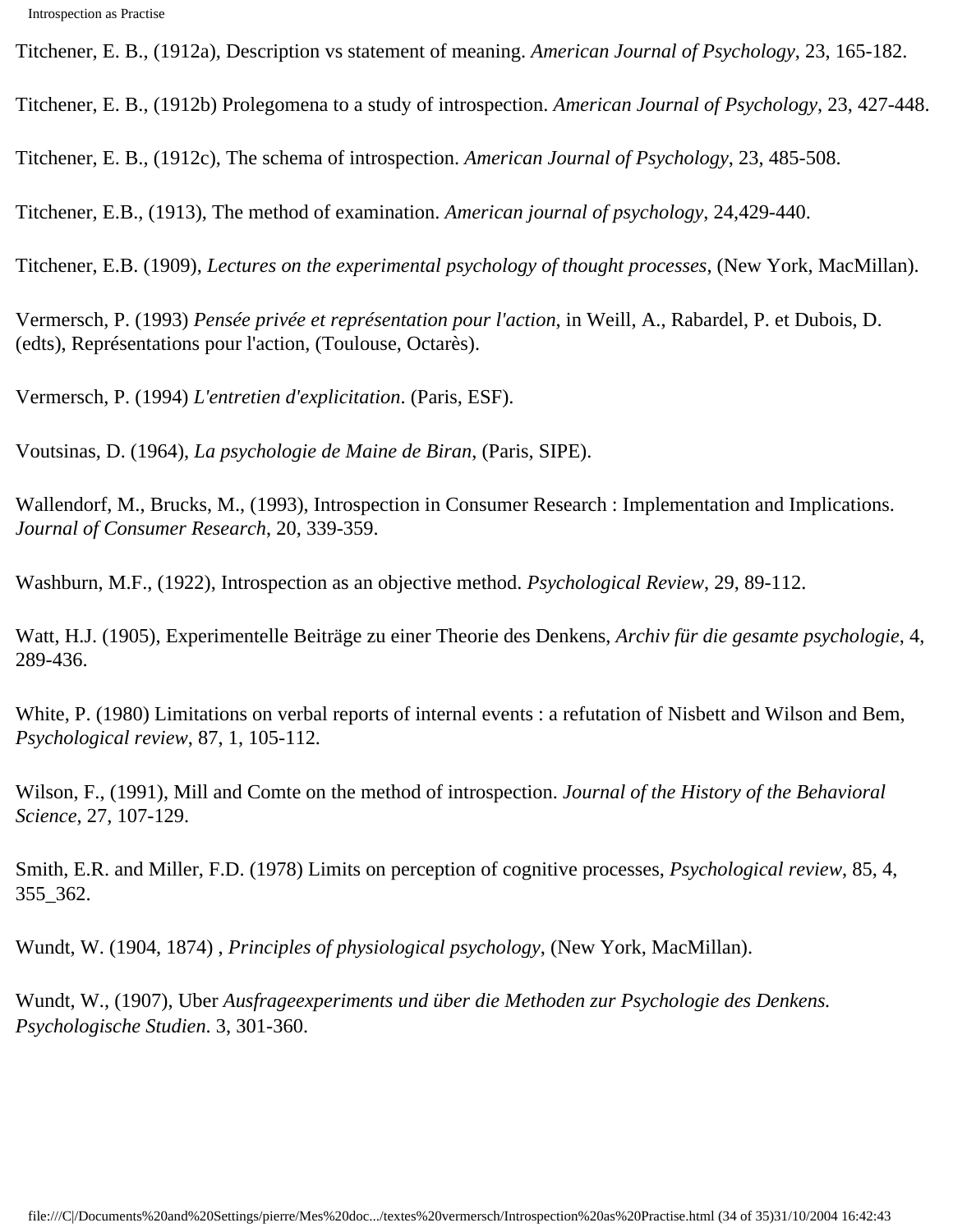Titchener, E. B., (1912a), Description vs statement of meaning. *American Journal of Psychology*, 23, 165-182.

Titchener, E. B., (1912b) Prolegomena to a study of introspection. *American Journal of Psychology*, 23, 427-448.

Titchener, E. B., (1912c), The schema of introspection. *American Journal of Psychology*, 23, 485-508.

Titchener, E.B., (1913), The method of examination. *American journal of psychology*, 24,429-440.

Titchener, E.B. (1909), *Lectures on the experimental psychology of thought processes*, (New York, MacMillan).

Vermersch, P. (1993) *Pensée privée et représentation pour l'action*, in Weill, A., Rabardel, P. et Dubois, D. (edts), Représentations pour l'action, (Toulouse, Octarès).

Vermersch, P. (1994) *L'entretien d'explicitation*. (Paris, ESF).

Voutsinas, D. (1964), *La psychologie de Maine de Biran*, (Paris, SIPE).

Wallendorf, M., Brucks, M., (1993), Introspection in Consumer Research : Implementation and Implications. *Journal of Consumer Research*, 20, 339-359.

Washburn, M.F., (1922), Introspection as an objective method. *Psychological Review*, 29, 89-112.

Watt, H.J. (1905), Experimentelle Beiträge zu einer Theorie des Denkens, *Archiv für die gesamte psychologie*, 4, 289-436.

White, P. (1980) Limitations on verbal reports of internal events : a refutation of Nisbett and Wilson and Bem, *Psychological review*, 87, 1, 105-112.

Wilson, F., (1991), Mill and Comte on the method of introspection. *Journal of the History of the Behavioral Science*, 27, 107-129.

Smith, E.R. and Miller, F.D. (1978) Limits on perception of cognitive processes, *Psychological review*, 85, 4, 355_362.

Wundt, W. (1904, 1874) , *Principles of physiological psychology*, (New York, MacMillan).

Wundt, W., (1907), Uber *Ausfrageexperiments und über die Methoden zur Psychologie des Denkens. Psychologische Studien*. 3, 301-360.